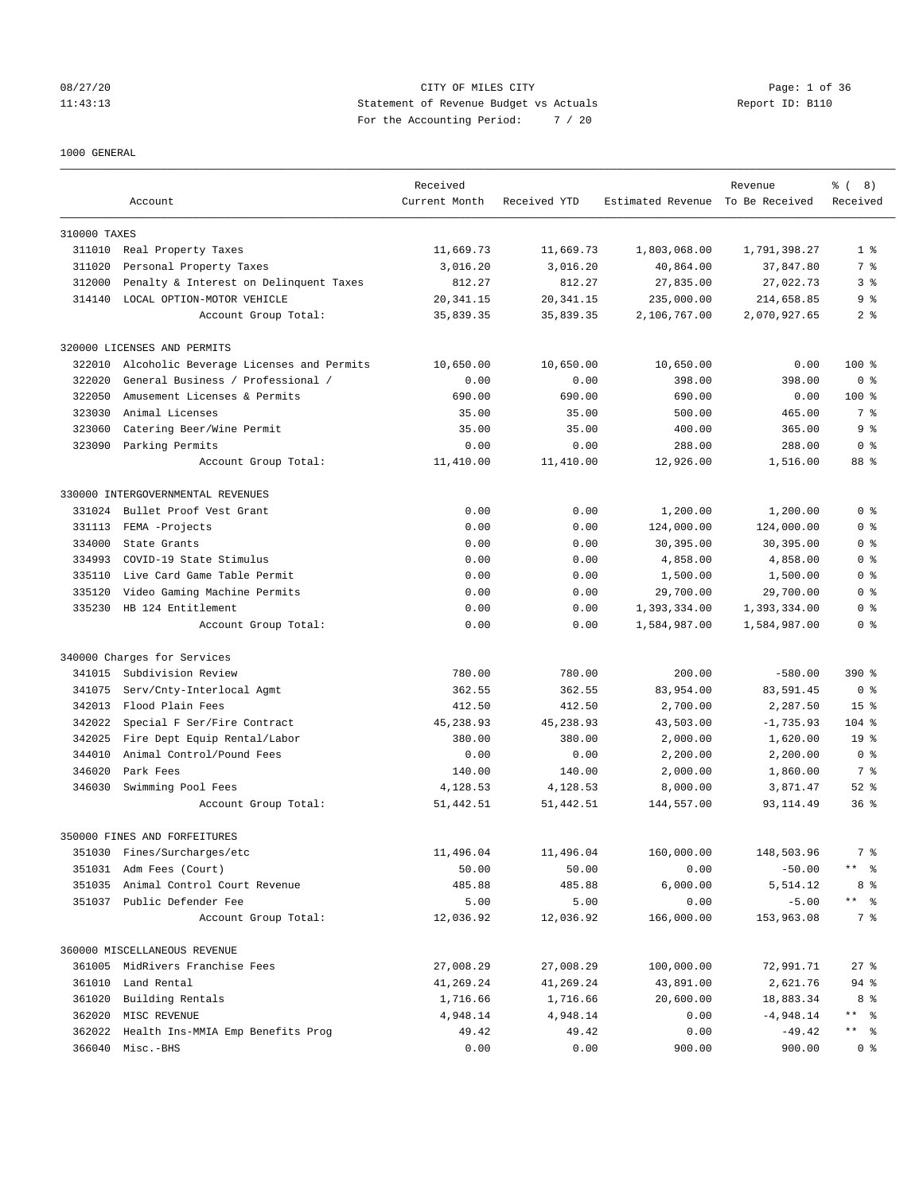CITY OF MILES CITY

Statement of Revenue Budget vs Actuals

For the Accounting Period: 7 / 20

1000 GENERAL

| Account | | Received Current Month | Received YTD | Estimated Revenue | Revenue To Be Received | % ( 8) Received |
|---|---|---|---|---|---|---|
| 310000 TAXES | | | | | | |
| 311010 | Real Property Taxes | 11,669.73 | 11,669.73 | 1,803,068.00 | 1,791,398.27 | 1 % |
| 311020 | Personal Property Taxes | 3,016.20 | 3,016.20 | 40,864.00 | 37,847.80 | 7 % |
| 312000 | Penalty & Interest on Delinquent Taxes | 812.27 | 812.27 | 27,835.00 | 27,022.73 | 3 % |
| 314140 | LOCAL OPTION-MOTOR VEHICLE | 20,341.15 | 20,341.15 | 235,000.00 | 214,658.85 | 9 % |
| | Account Group Total: | 35,839.35 | 35,839.35 | 2,106,767.00 | 2,070,927.65 | 2 % |
| 320000 LICENSES AND PERMITS | | | | | | |
| 322010 | Alcoholic Beverage Licenses and Permits | 10,650.00 | 10,650.00 | 10,650.00 | 0.00 | 100 % |
| 322020 | General Business / Professional / | 0.00 | 0.00 | 398.00 | 398.00 | 0 % |
| 322050 | Amusement Licenses & Permits | 690.00 | 690.00 | 690.00 | 0.00 | 100 % |
| 323030 | Animal Licenses | 35.00 | 35.00 | 500.00 | 465.00 | 7 % |
| 323060 | Catering Beer/Wine Permit | 35.00 | 35.00 | 400.00 | 365.00 | 9 % |
| 323090 | Parking Permits | 0.00 | 0.00 | 288.00 | 288.00 | 0 % |
| | Account Group Total: | 11,410.00 | 11,410.00 | 12,926.00 | 1,516.00 | 88 % |
| 330000 INTERGOVERNMENTAL REVENUES | | | | | | |
| 331024 | Bullet Proof Vest Grant | 0.00 | 0.00 | 1,200.00 | 1,200.00 | 0 % |
| 331113 | FEMA -Projects | 0.00 | 0.00 | 124,000.00 | 124,000.00 | 0 % |
| 334000 | State Grants | 0.00 | 0.00 | 30,395.00 | 30,395.00 | 0 % |
| 334993 | COVID-19 State Stimulus | 0.00 | 0.00 | 4,858.00 | 4,858.00 | 0 % |
| 335110 | Live Card Game Table Permit | 0.00 | 0.00 | 1,500.00 | 1,500.00 | 0 % |
| 335120 | Video Gaming Machine Permits | 0.00 | 0.00 | 29,700.00 | 29,700.00 | 0 % |
| 335230 | HB 124 Entitlement | 0.00 | 0.00 | 1,393,334.00 | 1,393,334.00 | 0 % |
| | Account Group Total: | 0.00 | 0.00 | 1,584,987.00 | 1,584,987.00 | 0 % |
| 340000 Charges for Services | | | | | | |
| 341015 | Subdivision Review | 780.00 | 780.00 | 200.00 | -580.00 | 390 % |
| 341075 | Serv/Cnty-Interlocal Agmt | 362.55 | 362.55 | 83,954.00 | 83,591.45 | 0 % |
| 342013 | Flood Plain Fees | 412.50 | 412.50 | 2,700.00 | 2,287.50 | 15 % |
| 342022 | Special F Ser/Fire Contract | 45,238.93 | 45,238.93 | 43,503.00 | -1,735.93 | 104 % |
| 342025 | Fire Dept Equip Rental/Labor | 380.00 | 380.00 | 2,000.00 | 1,620.00 | 19 % |
| 344010 | Animal Control/Pound Fees | 0.00 | 0.00 | 2,200.00 | 2,200.00 | 0 % |
| 346020 | Park Fees | 140.00 | 140.00 | 2,000.00 | 1,860.00 | 7 % |
| 346030 | Swimming Pool Fees | 4,128.53 | 4,128.53 | 8,000.00 | 3,871.47 | 52 % |
| | Account Group Total: | 51,442.51 | 51,442.51 | 144,557.00 | 93,114.49 | 36 % |
| 350000 FINES AND FORFEITURES | | | | | | |
| 351030 | Fines/Surcharges/etc | 11,496.04 | 11,496.04 | 160,000.00 | 148,503.96 | 7 % |
| 351031 | Adm Fees (Court) | 50.00 | 50.00 | 0.00 | -50.00 | ** % |
| 351035 | Animal Control Court Revenue | 485.88 | 485.88 | 6,000.00 | 5,514.12 | 8 % |
| 351037 | Public Defender Fee | 5.00 | 5.00 | 0.00 | -5.00 | ** % |
| | Account Group Total: | 12,036.92 | 12,036.92 | 166,000.00 | 153,963.08 | 7 % |
| 360000 MISCELLANEOUS REVENUE | | | | | | |
| 361005 | MidRivers Franchise Fees | 27,008.29 | 27,008.29 | 100,000.00 | 72,991.71 | 27 % |
| 361010 | Land Rental | 41,269.24 | 41,269.24 | 43,891.00 | 2,621.76 | 94 % |
| 361020 | Building Rentals | 1,716.66 | 1,716.66 | 20,600.00 | 18,883.34 | 8 % |
| 362020 | MISC REVENUE | 4,948.14 | 4,948.14 | 0.00 | -4,948.14 | ** % |
| 362022 | Health Ins-MMIA Emp Benefits Prog | 49.42 | 49.42 | 0.00 | -49.42 | ** % |
| 366040 | Misc.-BHS | 0.00 | 0.00 | 900.00 | 900.00 | 0 % |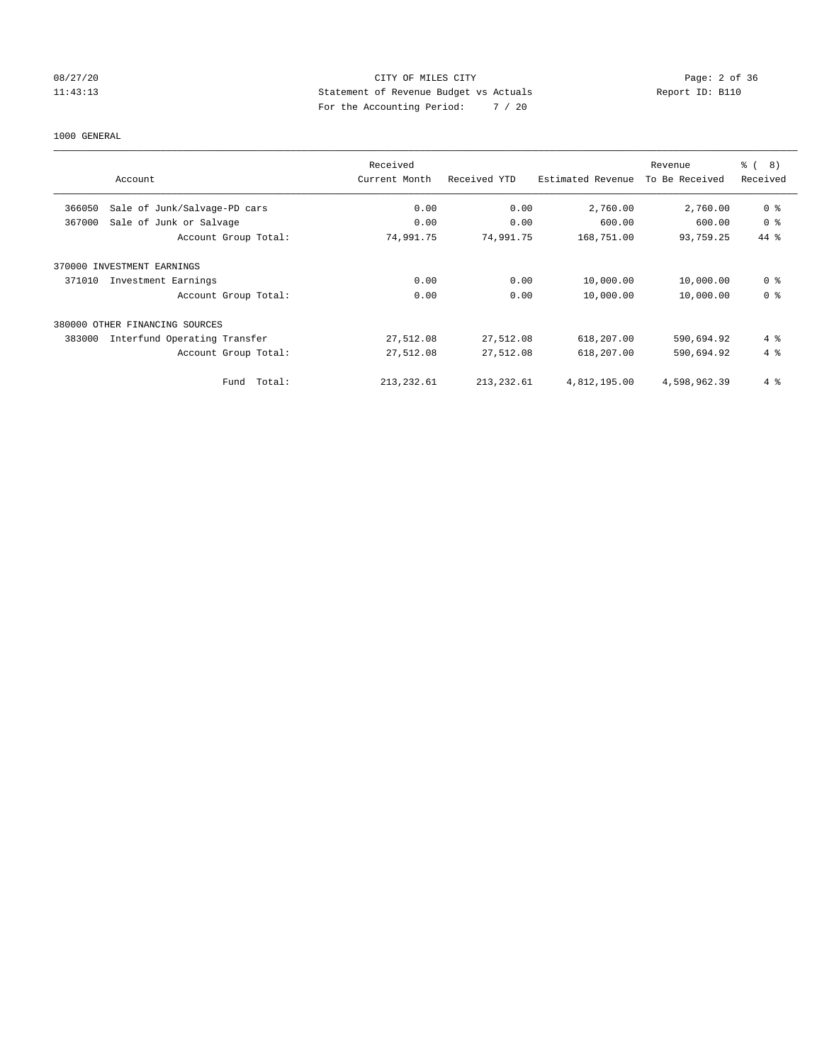CITY OF MILES CITY
Statement of Revenue Budget vs Actuals
For the Accounting Period: 7 / 20

08/27/20
11:43:13

Report ID: B110

1000 GENERAL

| Account | | Received Current Month | Received YTD | Estimated Revenue | Revenue To Be Received | % ( 8) Received |
|---|---|---|---|---|---|---|
| 366050 | Sale of Junk/Salvage-PD cars | 0.00 | 0.00 | 2,760.00 | 2,760.00 | 0 % |
| 367000 | Sale of Junk or Salvage | 0.00 | 0.00 | 600.00 | 600.00 | 0 % |
| | Account Group Total: | 74,991.75 | 74,991.75 | 168,751.00 | 93,759.25 | 44 % |
| 370000 INVESTMENT EARNINGS | | | | | | |
| 371010 | Investment Earnings | 0.00 | 0.00 | 10,000.00 | 10,000.00 | 0 % |
| | Account Group Total: | 0.00 | 0.00 | 10,000.00 | 10,000.00 | 0 % |
| 380000 OTHER FINANCING SOURCES | | | | | | |
| 383000 | Interfund Operating Transfer | 27,512.08 | 27,512.08 | 618,207.00 | 590,694.92 | 4 % |
| | Account Group Total: | 27,512.08 | 27,512.08 | 618,207.00 | 590,694.92 | 4 % |
| | Fund Total: | 213,232.61 | 213,232.61 | 4,812,195.00 | 4,598,962.39 | 4 % |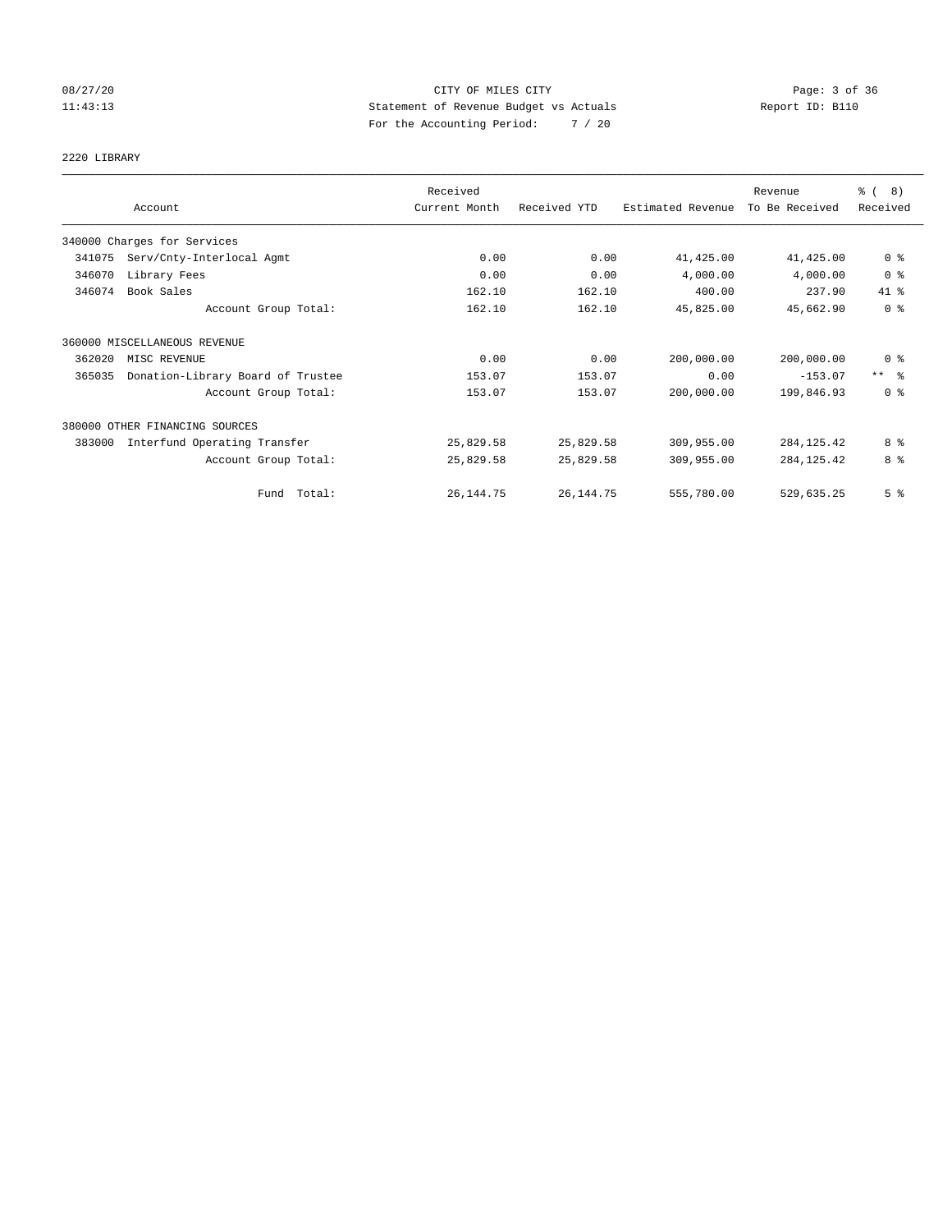CITY OF MILES CITY

Statement of Revenue Budget vs Actuals

For the Accounting Period: 7 / 20

08/27/20 11:43:13 — Report ID: B110

2220 LIBRARY

| Account | | Received Current Month | Received YTD | Estimated Revenue | Revenue To Be Received | % ( 8) Received |
|---|---|---|---|---|---|---|
| 340000 Charges for Services | | | | | | |
| 341075 | Serv/Cnty-Interlocal Agmt | 0.00 | 0.00 | 41,425.00 | 41,425.00 | 0 % |
| 346070 | Library Fees | 0.00 | 0.00 | 4,000.00 | 4,000.00 | 0 % |
| 346074 | Book Sales | 162.10 | 162.10 | 400.00 | 237.90 | 41 % |
| | Account Group Total: | 162.10 | 162.10 | 45,825.00 | 45,662.90 | 0 % |
| 360000 MISCELLANEOUS REVENUE | | | | | | |
| 362020 | MISC REVENUE | 0.00 | 0.00 | 200,000.00 | 200,000.00 | 0 % |
| 365035 | Donation-Library Board of Trustee | 153.07 | 153.07 | 0.00 | -153.07 | ** % |
| | Account Group Total: | 153.07 | 153.07 | 200,000.00 | 199,846.93 | 0 % |
| 380000 OTHER FINANCING SOURCES | | | | | | |
| 383000 | Interfund Operating Transfer | 25,829.58 | 25,829.58 | 309,955.00 | 284,125.42 | 8 % |
| | Account Group Total: | 25,829.58 | 25,829.58 | 309,955.00 | 284,125.42 | 8 % |
| | Fund Total: | 26,144.75 | 26,144.75 | 555,780.00 | 529,635.25 | 5 % |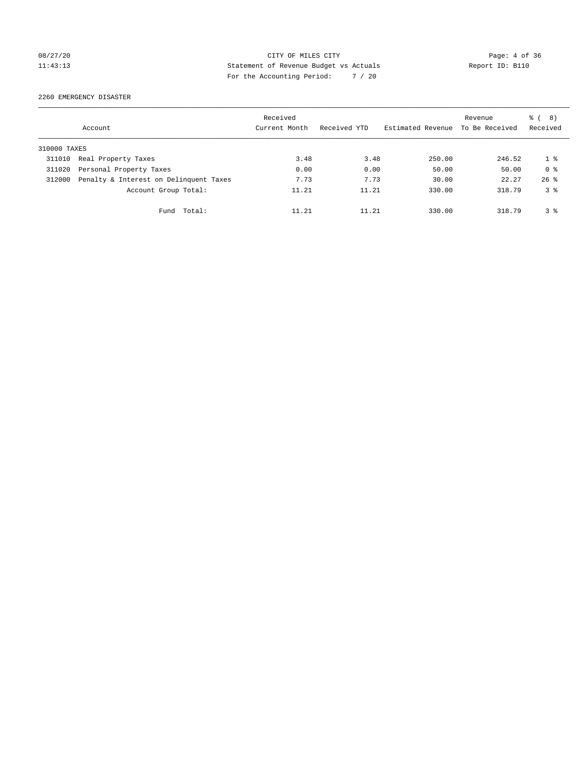CITY OF MILES CITY
Statement of Revenue Budget vs Actuals
For the Accounting Period: 7 / 20

08/27/20
11:43:13

Report ID: B110

2260 EMERGENCY DISASTER

| Account | | Received Current Month | Received YTD | Estimated Revenue | Revenue To Be Received | % ( 8) Received |
|---|---|---|---|---|---|---|
| 310000 TAXES | | | | | | |
| 311010 | Real Property Taxes | 3.48 | 3.48 | 250.00 | 246.52 | 1 % |
| 311020 | Personal Property Taxes | 0.00 | 0.00 | 50.00 | 50.00 | 0 % |
| 312000 | Penalty & Interest on Delinquent Taxes | 7.73 | 7.73 | 30.00 | 22.27 | 26 % |
| | Account Group Total: | 11.21 | 11.21 | 330.00 | 318.79 | 3 % |
| | Fund Total: | 11.21 | 11.21 | 330.00 | 318.79 | 3 % |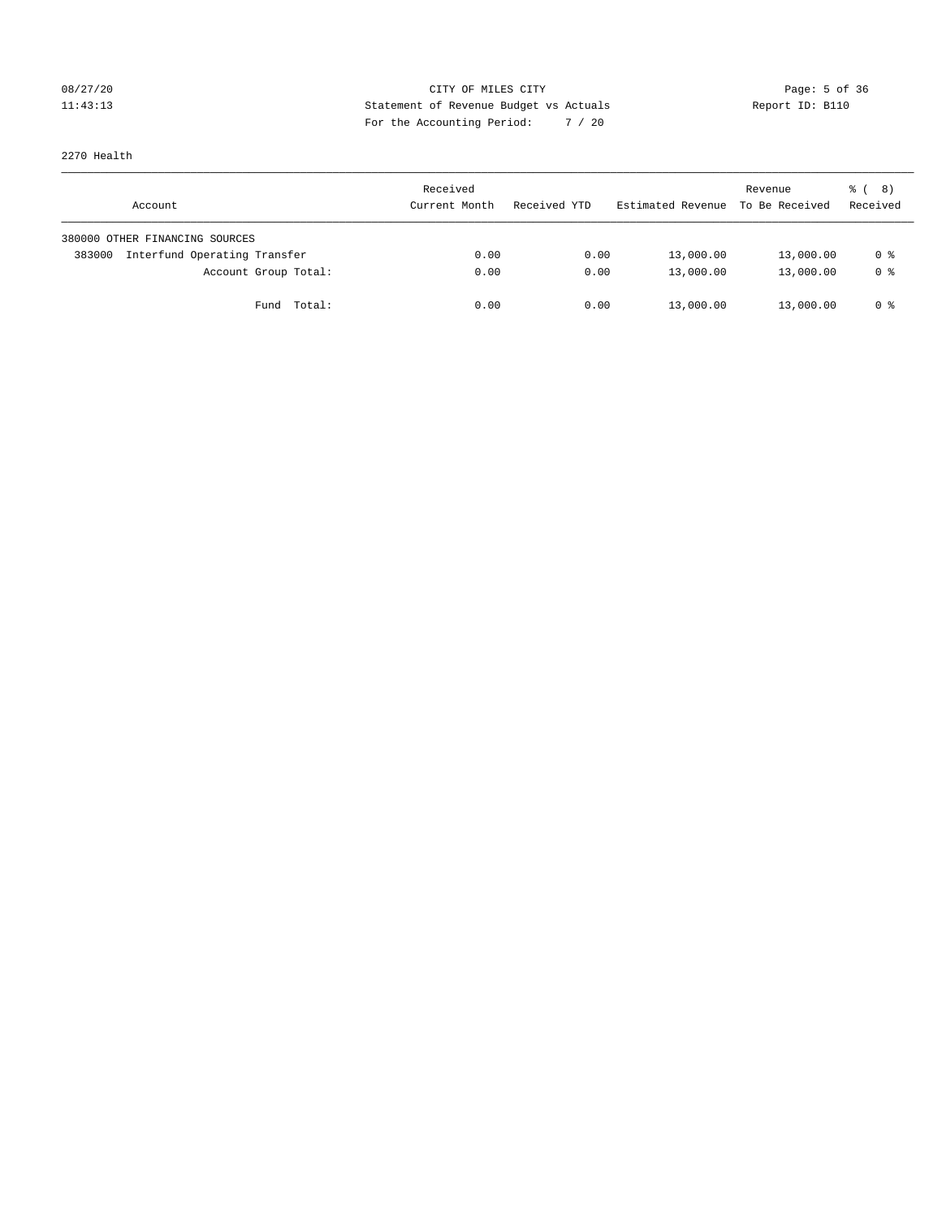CITY OF MILES CITY
Statement of Revenue Budget vs Actuals
For the Accounting Period: 7 / 20

08/27/20
11:43:13

Report ID: B110

2270 Health

| Account | Received Current Month | Received YTD | Estimated Revenue | Revenue To Be Received | % ( 8) Received |
|---|---|---|---|---|---|
| 380000 OTHER FINANCING SOURCES | | | | | |
| 383000 Interfund Operating Transfer | 0.00 | 0.00 | 13,000.00 | 13,000.00 | 0 % |
| Account Group Total: | 0.00 | 0.00 | 13,000.00 | 13,000.00 | 0 % |
| Fund Total: | 0.00 | 0.00 | 13,000.00 | 13,000.00 | 0 % |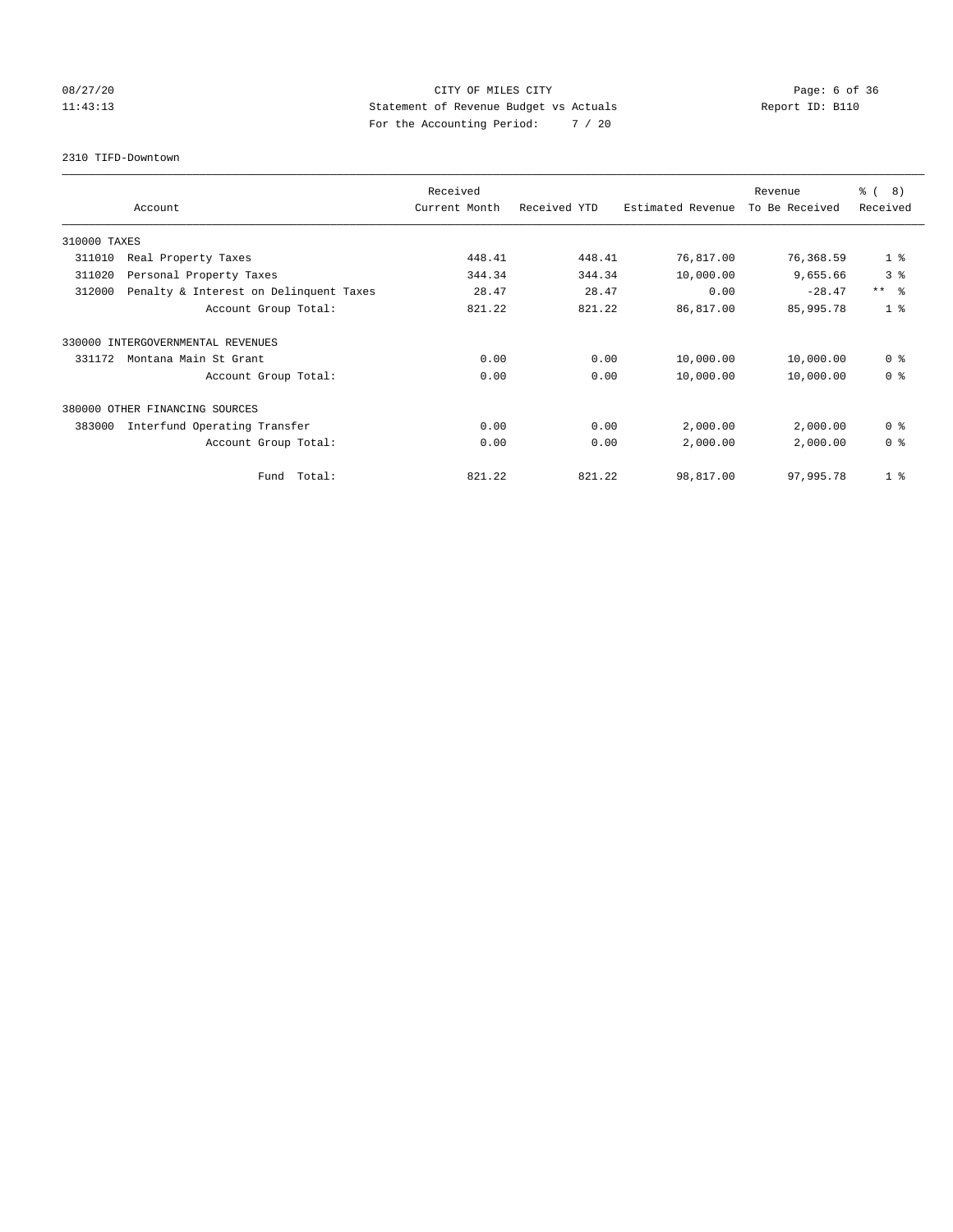CITY OF MILES CITY
Statement of Revenue Budget vs Actuals
For the Accounting Period: 7 / 20

08/27/20 11:43:13 Report ID: B110

2310 TIFD-Downtown

| Account | | Received Current Month | Received YTD | Estimated Revenue | Revenue To Be Received | % ( 8) Received |
|---|---|---|---|---|---|---|
| 310000 TAXES | | | | | | |
| 311010 | Real Property Taxes | 448.41 | 448.41 | 76,817.00 | 76,368.59 | 1 % |
| 311020 | Personal Property Taxes | 344.34 | 344.34 | 10,000.00 | 9,655.66 | 3 % |
| 312000 | Penalty & Interest on Delinquent Taxes | 28.47 | 28.47 | 0.00 | -28.47 | ** % |
| | Account Group Total: | 821.22 | 821.22 | 86,817.00 | 85,995.78 | 1 % |
| 330000 INTERGOVERNMENTAL REVENUES | | | | | | |
| 331172 | Montana Main St Grant | 0.00 | 0.00 | 10,000.00 | 10,000.00 | 0 % |
| | Account Group Total: | 0.00 | 0.00 | 10,000.00 | 10,000.00 | 0 % |
| 380000 OTHER FINANCING SOURCES | | | | | | |
| 383000 | Interfund Operating Transfer | 0.00 | 0.00 | 2,000.00 | 2,000.00 | 0 % |
| | Account Group Total: | 0.00 | 0.00 | 2,000.00 | 2,000.00 | 0 % |
| | Fund Total: | 821.22 | 821.22 | 98,817.00 | 97,995.78 | 1 % |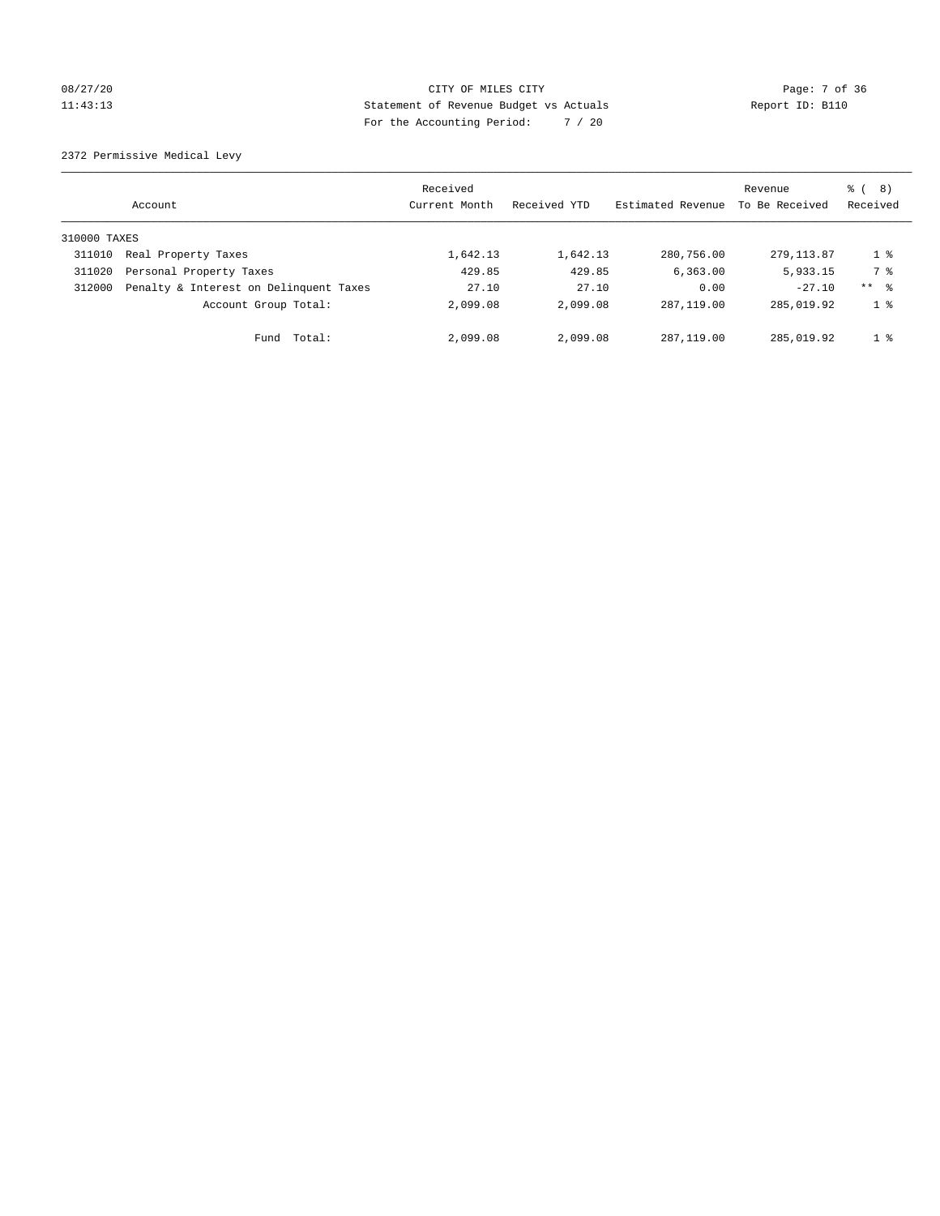CITY OF MILES CITY
Statement of Revenue Budget vs Actuals
For the Accounting Period: 7 / 20

08/27/20
11:43:13

Report ID: B110

2372 Permissive Medical Levy

| Account | | Received Current Month | Received YTD | Estimated Revenue | Revenue To Be Received | % ( 8) Received |
|---|---|---|---|---|---|---|
| 310000 TAXES | | | | | | |
| 311010 | Real Property Taxes | 1,642.13 | 1,642.13 | 280,756.00 | 279,113.87 | 1 % |
| 311020 | Personal Property Taxes | 429.85 | 429.85 | 6,363.00 | 5,933.15 | 7 % |
| 312000 | Penalty & Interest on Delinquent Taxes | 27.10 | 27.10 | 0.00 | -27.10 | ** % |
| | Account Group Total: | 2,099.08 | 2,099.08 | 287,119.00 | 285,019.92 | 1 % |
| | Fund Total: | 2,099.08 | 2,099.08 | 287,119.00 | 285,019.92 | 1 % |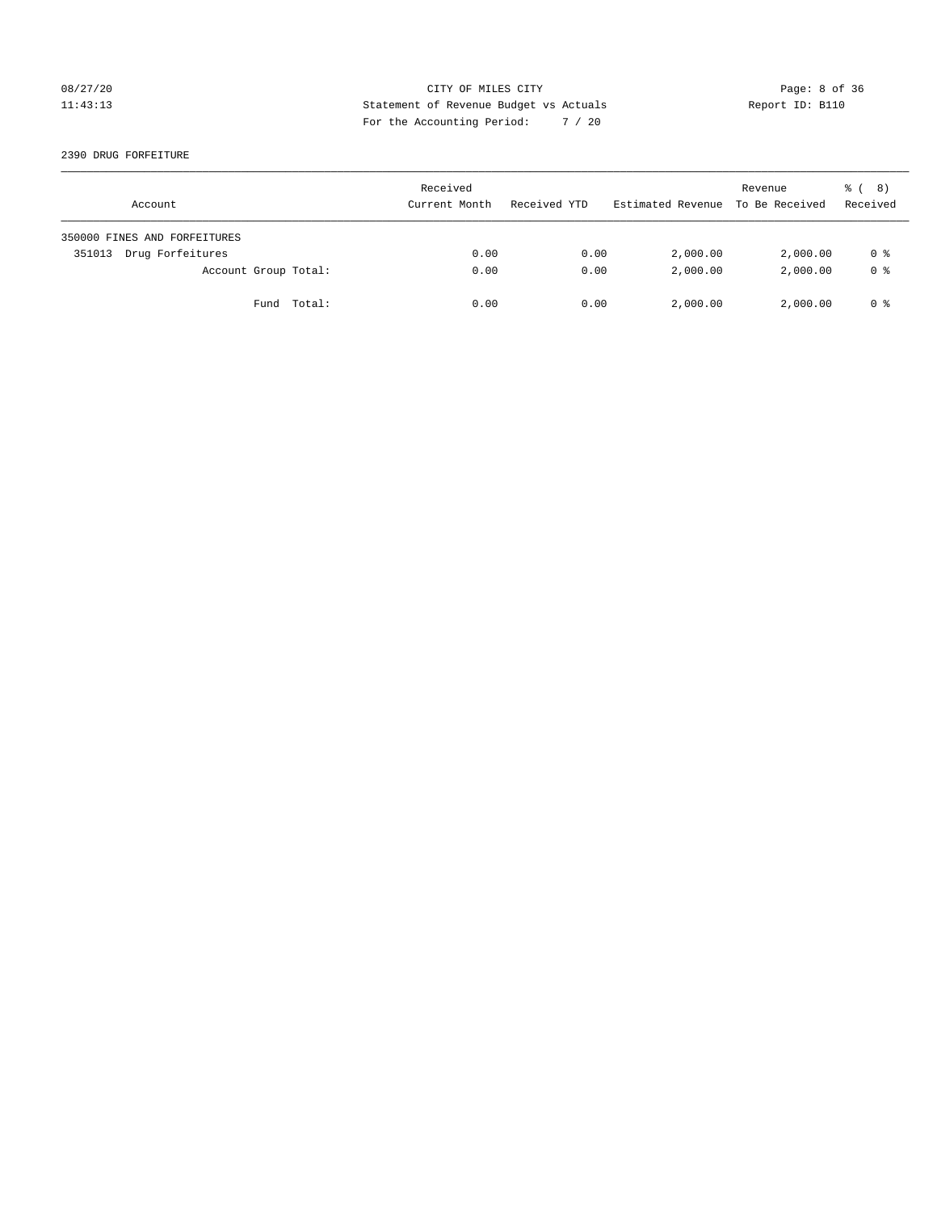CITY OF MILES CITY
Statement of Revenue Budget vs Actuals
For the Accounting Period: 7 / 20

08/27/20
11:43:13

Report ID: B110

2390 DRUG FORFEITURE

| Account | Received Current Month | Received YTD | Estimated Revenue | Revenue To Be Received | % ( 8) Received |
|---|---|---|---|---|---|
| 350000 FINES AND FORFEITURES | | | | | |
| 351013 Drug Forfeitures | 0.00 | 0.00 | 2,000.00 | 2,000.00 | 0 % |
| Account Group Total: | 0.00 | 0.00 | 2,000.00 | 2,000.00 | 0 % |
| Fund Total: | 0.00 | 0.00 | 2,000.00 | 2,000.00 | 0 % |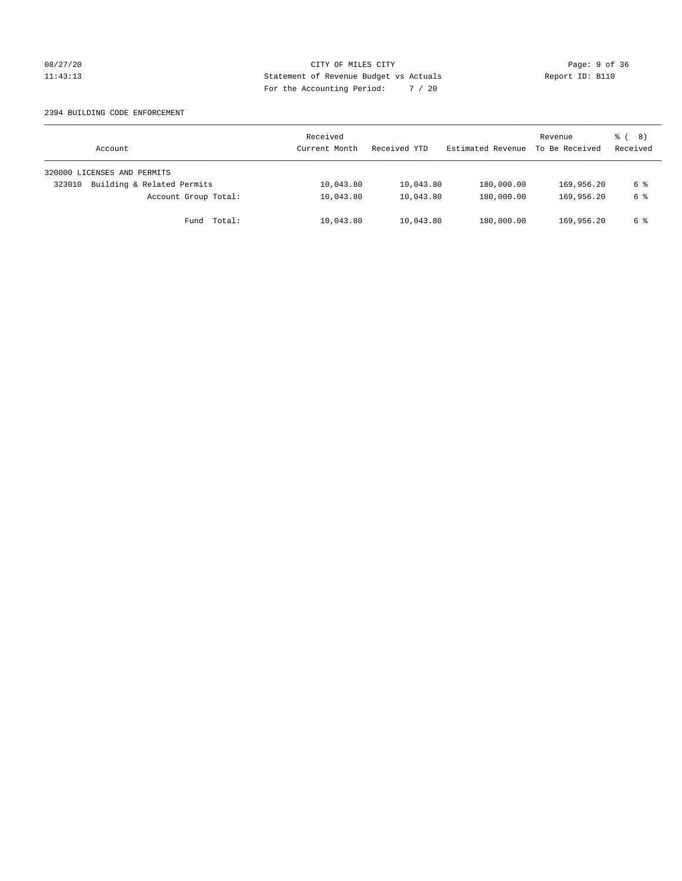CITY OF MILES CITY
Statement of Revenue Budget vs Actuals
For the Accounting Period: 7 / 20

08/27/20
11:43:13

Report ID: B110

2394 BUILDING CODE ENFORCEMENT

| Account | Received Current Month | Received YTD | Estimated Revenue | Revenue To Be Received | % ( 8) Received |
|---|---|---|---|---|---|
| 320000 LICENSES AND PERMITS | | | | | |
| 323010 Building & Related Permits | 10,043.80 | 10,043.80 | 180,000.00 | 169,956.20 | 6 % |
| Account Group Total: | 10,043.80 | 10,043.80 | 180,000.00 | 169,956.20 | 6 % |
| Fund Total: | 10,043.80 | 10,043.80 | 180,000.00 | 169,956.20 | 6 % |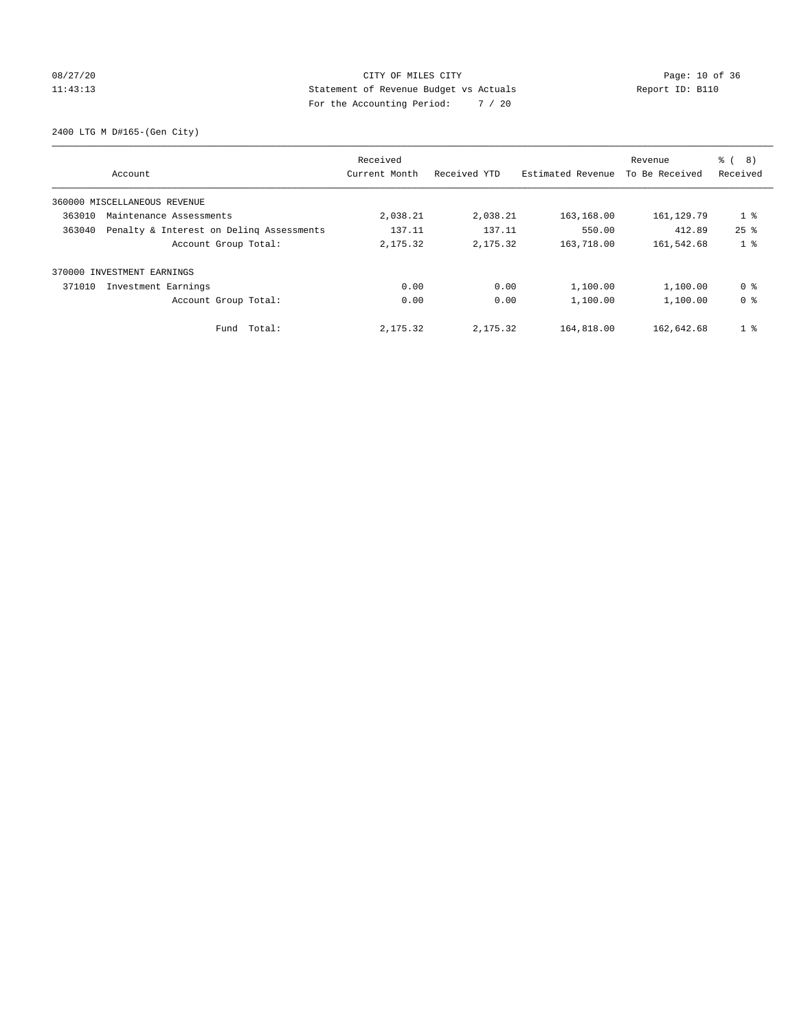08/27/20 CITY OF MILES CITY

11:43:13 Statement of Revenue Budget vs Actuals Report ID: B110

For the Accounting Period: 7 / 20

2400 LTG M D#165-(Gen City)

| Account | Received Current Month | Received YTD | Estimated Revenue | Revenue To Be Received | % ( 8) Received |
|---|---|---|---|---|---|
| 360000 MISCELLANEOUS REVENUE | | | | | |
| 363010 Maintenance Assessments | 2,038.21 | 2,038.21 | 163,168.00 | 161,129.79 | 1 % |
| 363040 Penalty & Interest on Delinq Assessments | 137.11 | 137.11 | 550.00 | 412.89 | 25 % |
| Account Group Total: | 2,175.32 | 2,175.32 | 163,718.00 | 161,542.68 | 1 % |
| 370000 INVESTMENT EARNINGS | | | | | |
| 371010 Investment Earnings | 0.00 | 0.00 | 1,100.00 | 1,100.00 | 0 % |
| Account Group Total: | 0.00 | 0.00 | 1,100.00 | 1,100.00 | 0 % |
| Fund Total: | 2,175.32 | 2,175.32 | 164,818.00 | 162,642.68 | 1 % |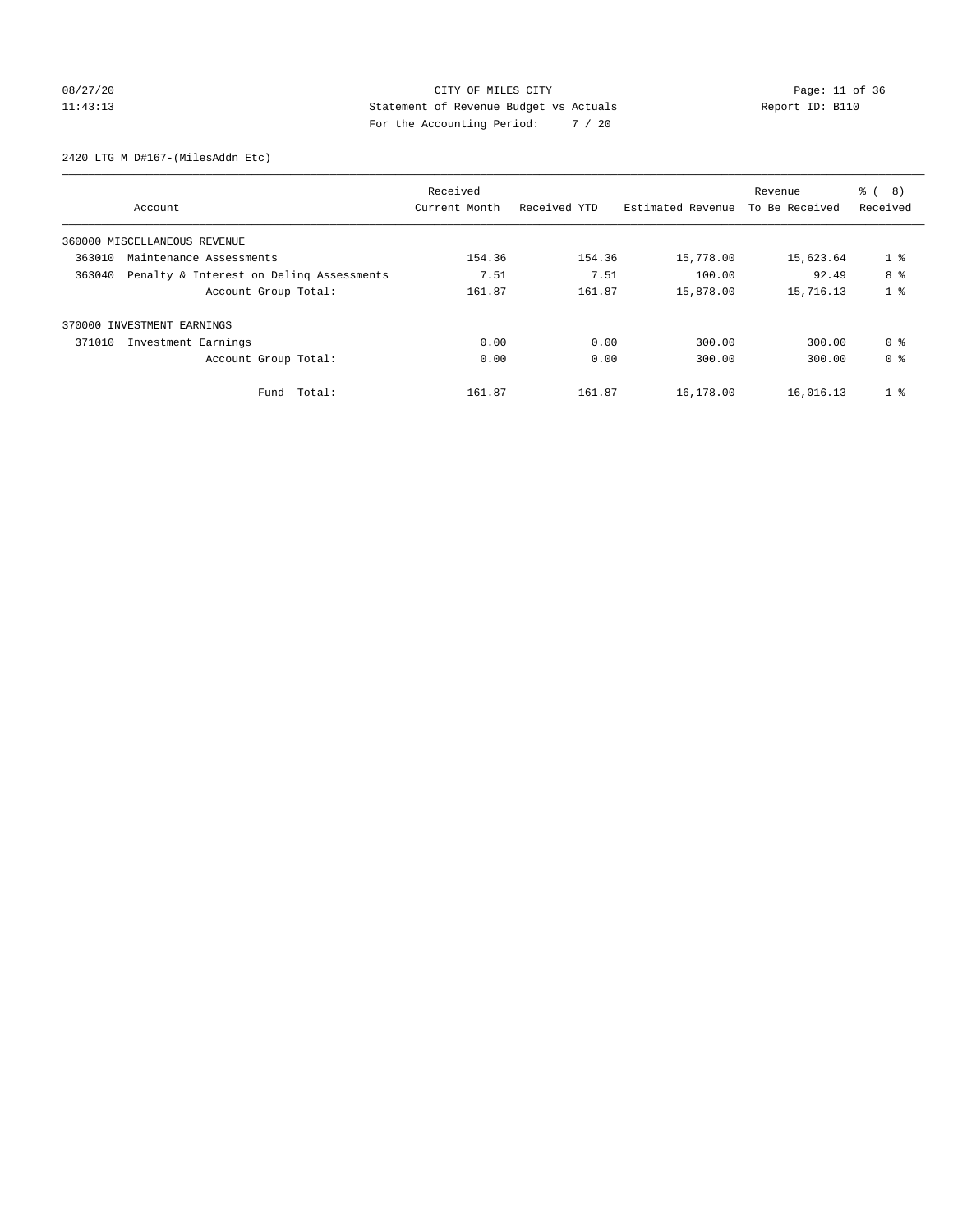CITY OF MILES CITY
Statement of Revenue Budget vs Actuals
For the Accounting Period: 7 / 20

08/27/20
11:43:13

Report ID: B110

2420 LTG M D#167-(MilesAddn Etc)

| Account | | Received Current Month | Received YTD | Estimated Revenue | Revenue To Be Received | % ( 8) Received |
|---|---|---|---|---|---|---|
| 360000 MISCELLANEOUS REVENUE | | | | | | |
| 363010 | Maintenance Assessments | 154.36 | 154.36 | 15,778.00 | 15,623.64 | 1 % |
| 363040 | Penalty & Interest on Delinq Assessments | 7.51 | 7.51 | 100.00 | 92.49 | 8 % |
| | Account Group Total: | 161.87 | 161.87 | 15,878.00 | 15,716.13 | 1 % |
| 370000 INVESTMENT EARNINGS | | | | | | |
| 371010 | Investment Earnings | 0.00 | 0.00 | 300.00 | 300.00 | 0 % |
| | Account Group Total: | 0.00 | 0.00 | 300.00 | 300.00 | 0 % |
| | Fund Total: | 161.87 | 161.87 | 16,178.00 | 16,016.13 | 1 % |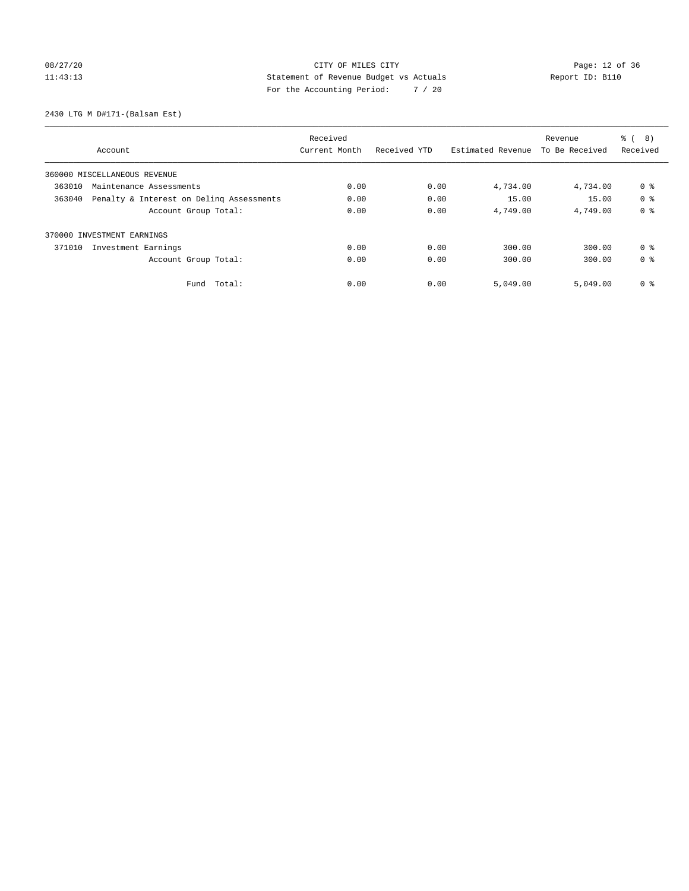CITY OF MILES CITY
Statement of Revenue Budget vs Actuals
For the Accounting Period: 7 / 20

08/27/20
11:43:13

Report ID: B110

2430 LTG M D#171-(Balsam Est)

| Account | Received Current Month | Received YTD | Estimated Revenue | Revenue To Be Received | % ( 8) Received |
|---|---|---|---|---|---|
| 360000 MISCELLANEOUS REVENUE | | | | | |
| 363010 Maintenance Assessments | 0.00 | 0.00 | 4,734.00 | 4,734.00 | 0 % |
| 363040 Penalty & Interest on Delinq Assessments | 0.00 | 0.00 | 15.00 | 15.00 | 0 % |
| Account Group Total: | 0.00 | 0.00 | 4,749.00 | 4,749.00 | 0 % |
| 370000 INVESTMENT EARNINGS | | | | | |
| 371010 Investment Earnings | 0.00 | 0.00 | 300.00 | 300.00 | 0 % |
| Account Group Total: | 0.00 | 0.00 | 300.00 | 300.00 | 0 % |
| Fund Total: | 0.00 | 0.00 | 5,049.00 | 5,049.00 | 0 % |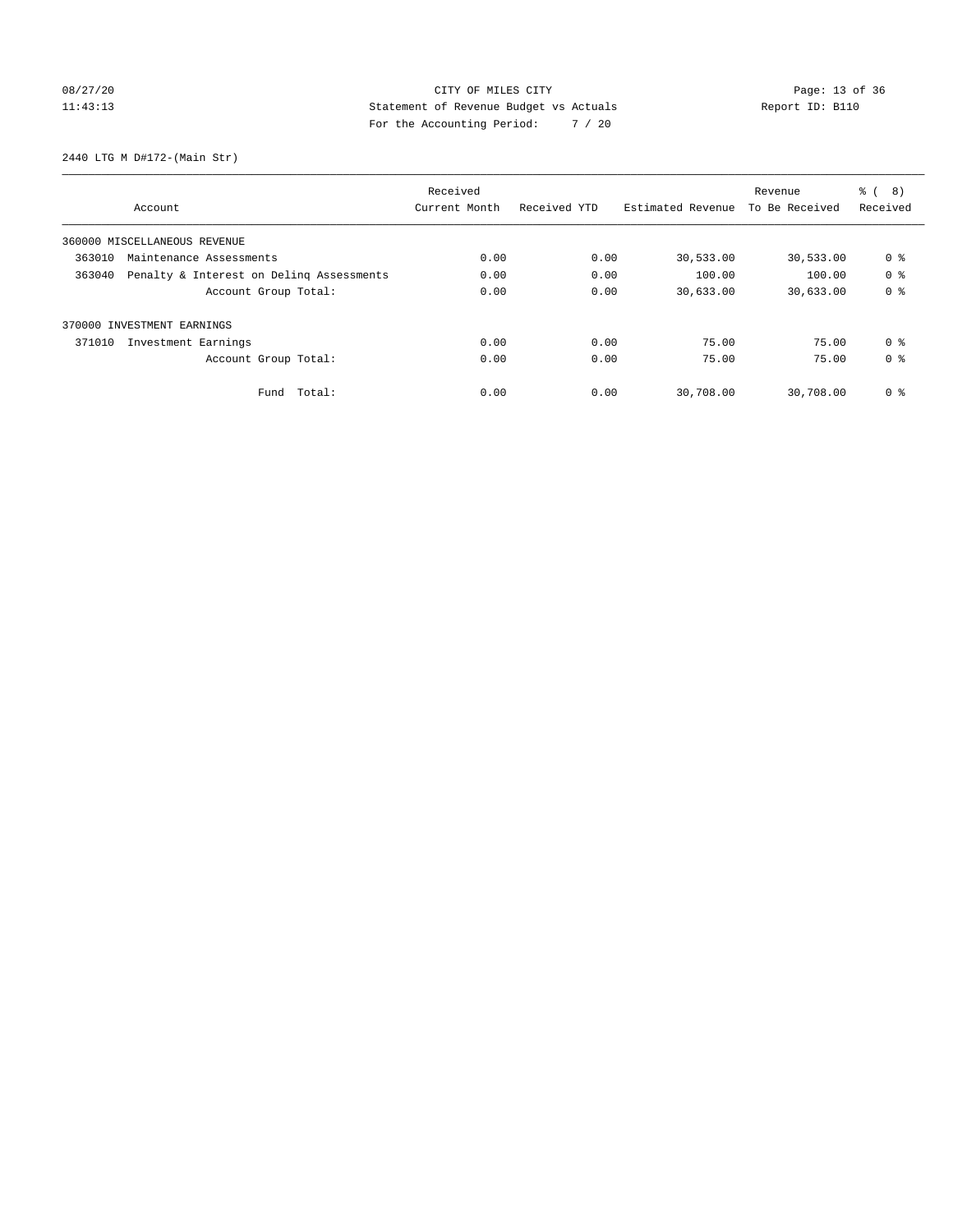CITY OF MILES CITY
Statement of Revenue Budget vs Actuals
For the Accounting Period: 7 / 20

08/27/20
11:43:13

Report ID: B110

2440 LTG M D#172-(Main Str)

| Account | Received Current Month | Received YTD | Estimated Revenue | Revenue To Be Received | % ( 8) Received |
|---|---|---|---|---|---|
| 360000 MISCELLANEOUS REVENUE | | | | | |
| 363010 Maintenance Assessments | 0.00 | 0.00 | 30,533.00 | 30,533.00 | 0 % |
| 363040 Penalty & Interest on Delinq Assessments | 0.00 | 0.00 | 100.00 | 100.00 | 0 % |
| Account Group Total: | 0.00 | 0.00 | 30,633.00 | 30,633.00 | 0 % |
| 370000 INVESTMENT EARNINGS | | | | | |
| 371010 Investment Earnings | 0.00 | 0.00 | 75.00 | 75.00 | 0 % |
| Account Group Total: | 0.00 | 0.00 | 75.00 | 75.00 | 0 % |
| Fund Total: | 0.00 | 0.00 | 30,708.00 | 30,708.00 | 0 % |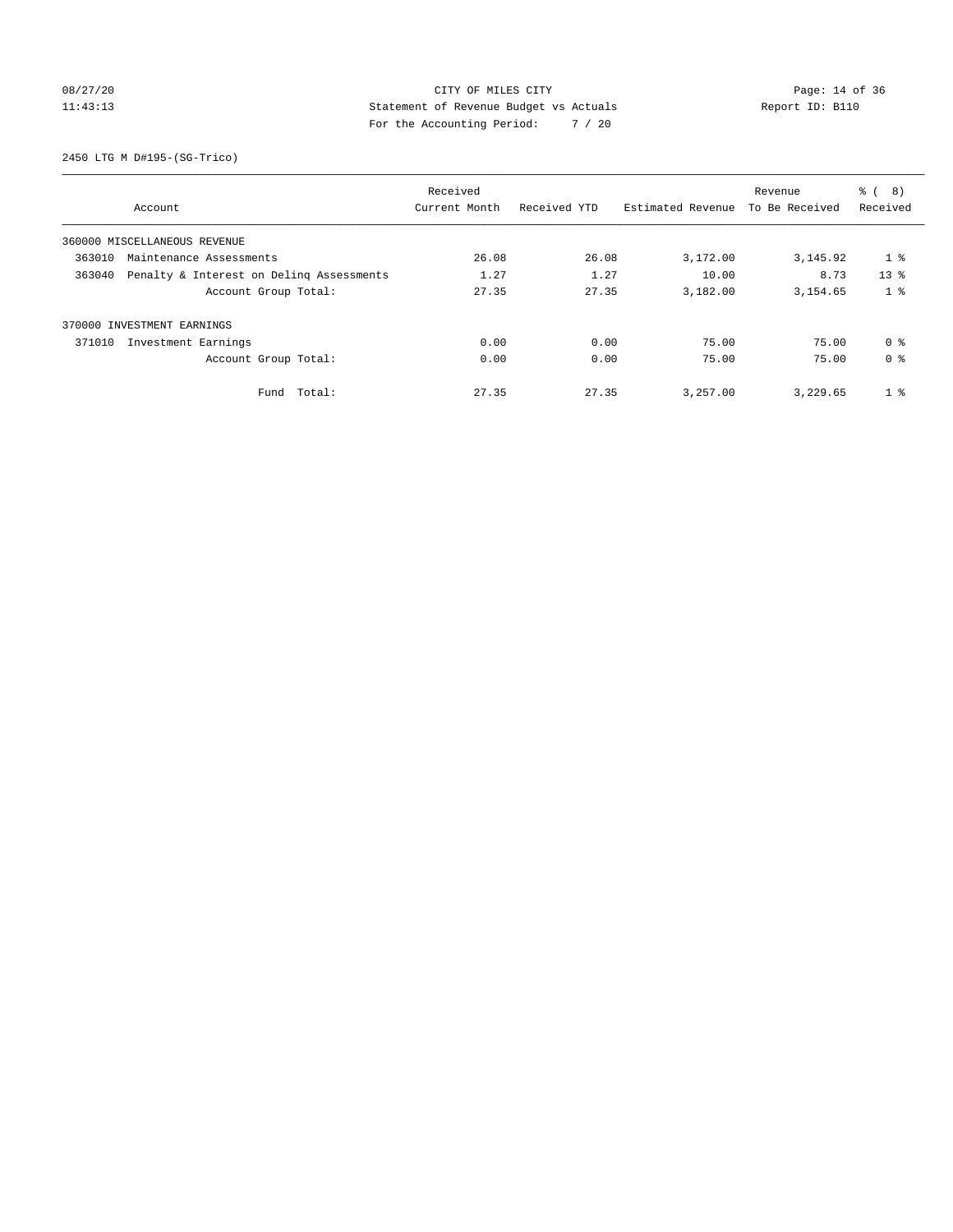CITY OF MILES CITY
Statement of Revenue Budget vs Actuals
For the Accounting Period: 7 / 20

08/27/20
11:43:13

Report ID: B110

2450 LTG M D#195-(SG-Trico)

| Account | Received Current Month | Received YTD | Estimated Revenue | Revenue To Be Received | % ( 8) Received |
|---|---|---|---|---|---|
| 360000 MISCELLANEOUS REVENUE | | | | | |
| 363010 Maintenance Assessments | 26.08 | 26.08 | 3,172.00 | 3,145.92 | 1 % |
| 363040 Penalty & Interest on Delinq Assessments | 1.27 | 1.27 | 10.00 | 8.73 | 13 % |
| Account Group Total: | 27.35 | 27.35 | 3,182.00 | 3,154.65 | 1 % |
| 370000 INVESTMENT EARNINGS | | | | | |
| 371010 Investment Earnings | 0.00 | 0.00 | 75.00 | 75.00 | 0 % |
| Account Group Total: | 0.00 | 0.00 | 75.00 | 75.00 | 0 % |
| Fund Total: | 27.35 | 27.35 | 3,257.00 | 3,229.65 | 1 % |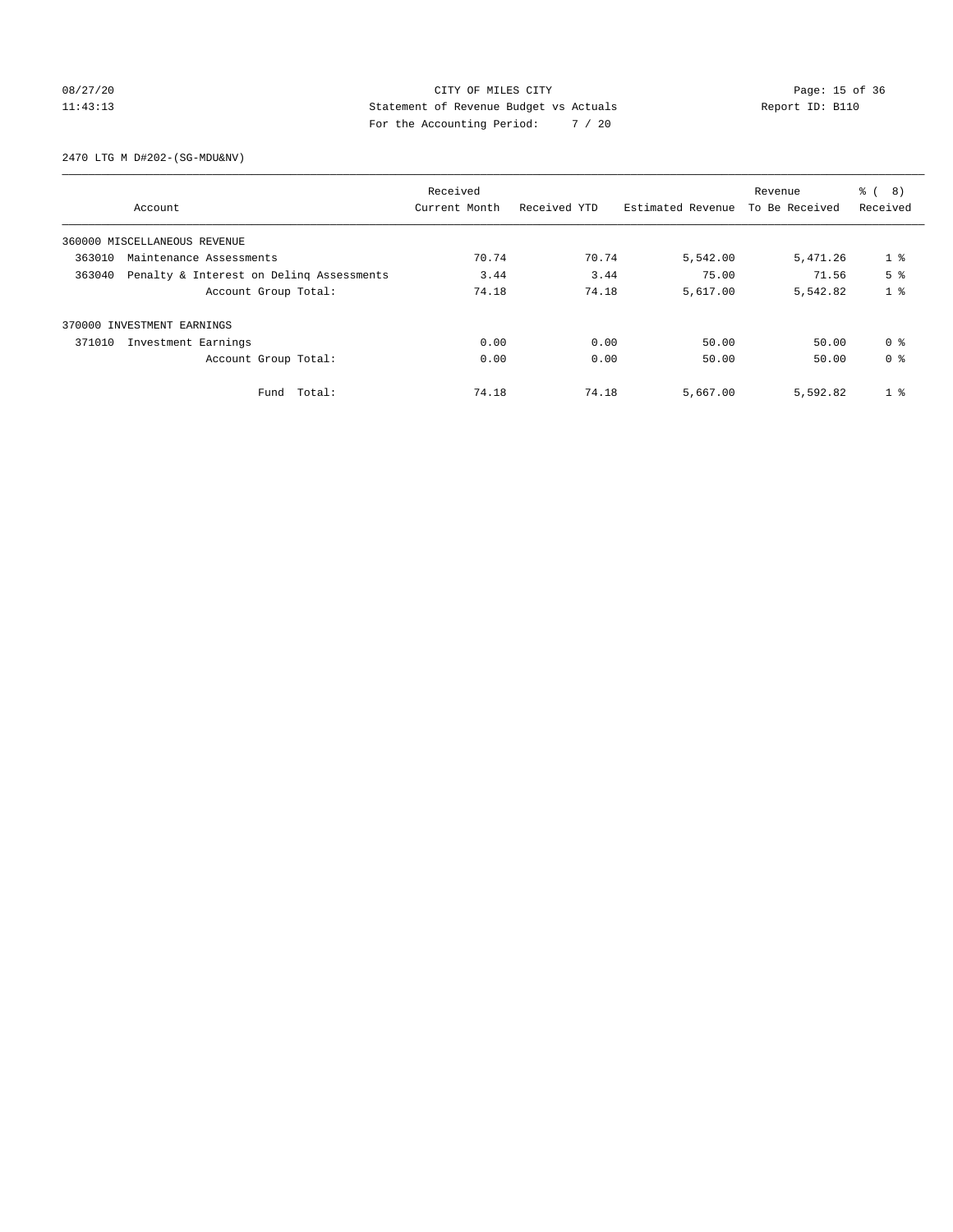CITY OF MILES CITY
Statement of Revenue Budget vs Actuals
For the Accounting Period: 7 / 20

08/27/20
11:43:13

Report ID: B110

2470 LTG M D#202-(SG-MDU&NV)

| Account | Received Current Month | Received YTD | Estimated Revenue | Revenue To Be Received | % ( 8) Received |
|---|---|---|---|---|---|
| 360000 MISCELLANEOUS REVENUE | | | | | |
| 363010 Maintenance Assessments | 70.74 | 70.74 | 5,542.00 | 5,471.26 | 1 % |
| 363040 Penalty & Interest on Delinq Assessments | 3.44 | 3.44 | 75.00 | 71.56 | 5 % |
| Account Group Total: | 74.18 | 74.18 | 5,617.00 | 5,542.82 | 1 % |
| 370000 INVESTMENT EARNINGS | | | | | |
| 371010 Investment Earnings | 0.00 | 0.00 | 50.00 | 50.00 | 0 % |
| Account Group Total: | 0.00 | 0.00 | 50.00 | 50.00 | 0 % |
| Fund Total: | 74.18 | 74.18 | 5,667.00 | 5,592.82 | 1 % |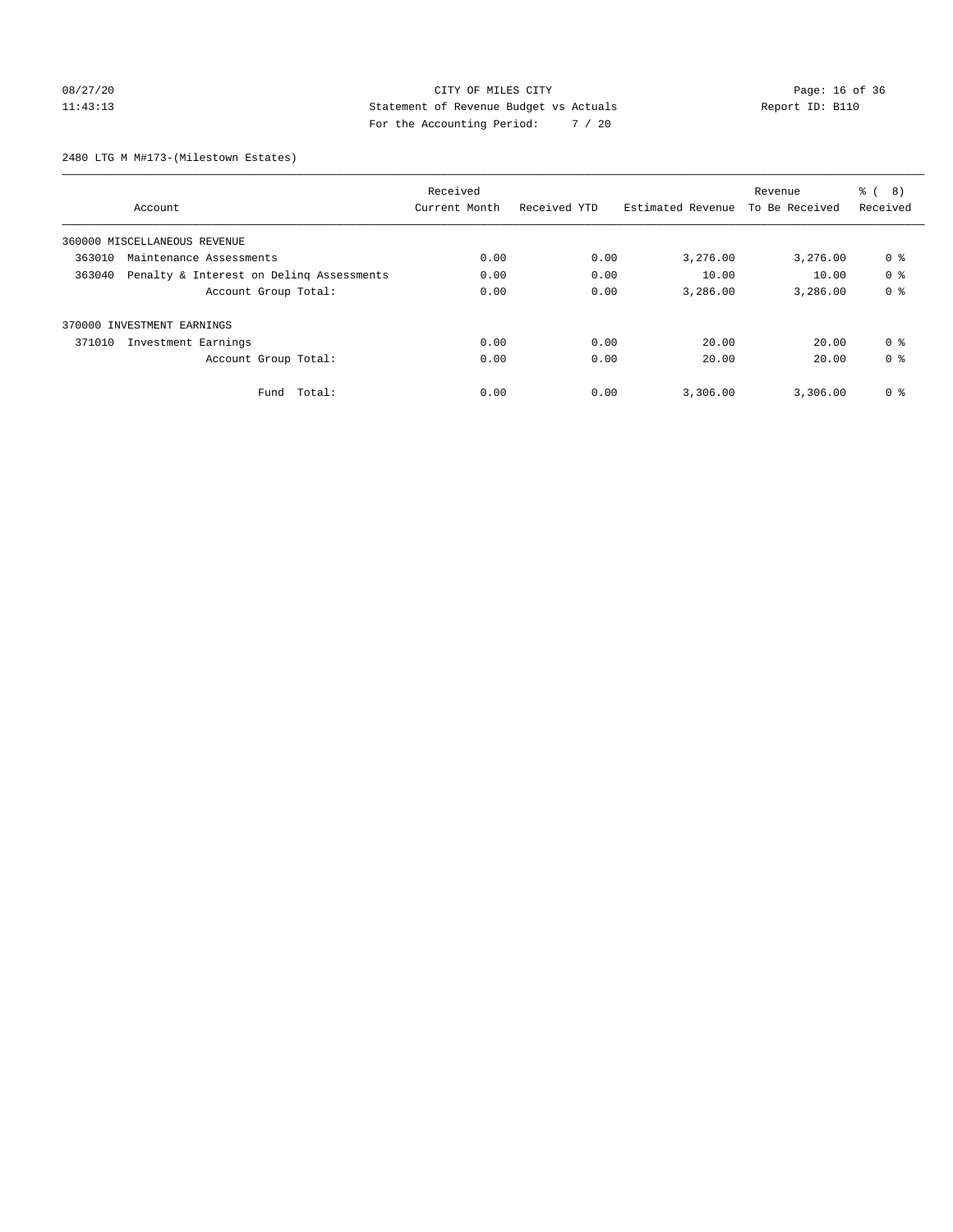CITY OF MILES CITY
Statement of Revenue Budget vs Actuals
For the Accounting Period: 7 / 20

08/27/20
11:43:13

Report ID: B110

2480 LTG M M#173-(Milestown Estates)

| Account | Received Current Month | Received YTD | Estimated Revenue | Revenue To Be Received | % ( 8) Received |
|---|---|---|---|---|---|
| 360000 MISCELLANEOUS REVENUE | | | | | |
| 363010 Maintenance Assessments | 0.00 | 0.00 | 3,276.00 | 3,276.00 | 0 % |
| 363040 Penalty & Interest on Delinq Assessments | 0.00 | 0.00 | 10.00 | 10.00 | 0 % |
| Account Group Total: | 0.00 | 0.00 | 3,286.00 | 3,286.00 | 0 % |
| 370000 INVESTMENT EARNINGS | | | | | |
| 371010 Investment Earnings | 0.00 | 0.00 | 20.00 | 20.00 | 0 % |
| Account Group Total: | 0.00 | 0.00 | 20.00 | 20.00 | 0 % |
| Fund Total: | 0.00 | 0.00 | 3,306.00 | 3,306.00 | 0 % |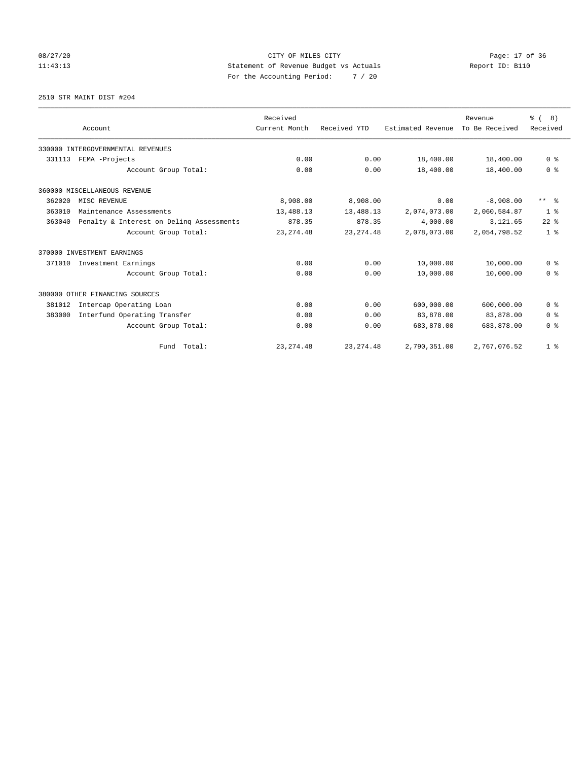CITY OF MILES CITY
Statement of Revenue Budget vs Actuals
For the Accounting Period: 7 / 20

08/27/20
11:43:13

Report ID: B110

2510 STR MAINT DIST #204

| Account | Received Current Month | Received YTD | Estimated Revenue | Revenue To Be Received | % ( 8) Received |
|---|---|---|---|---|---|
| 330000 INTERGOVERNMENTAL REVENUES | | | | | |
| 331113 FEMA -Projects | 0.00 | 0.00 | 18,400.00 | 18,400.00 | 0 % |
| Account Group Total: | 0.00 | 0.00 | 18,400.00 | 18,400.00 | 0 % |
| 360000 MISCELLANEOUS REVENUE | | | | | |
| 362020 MISC REVENUE | 8,908.00 | 8,908.00 | 0.00 | -8,908.00 | ** % |
| 363010 Maintenance Assessments | 13,488.13 | 13,488.13 | 2,074,073.00 | 2,060,584.87 | 1 % |
| 363040 Penalty & Interest on Delinq Assessments | 878.35 | 878.35 | 4,000.00 | 3,121.65 | 22 % |
| Account Group Total: | 23,274.48 | 23,274.48 | 2,078,073.00 | 2,054,798.52 | 1 % |
| 370000 INVESTMENT EARNINGS | | | | | |
| 371010 Investment Earnings | 0.00 | 0.00 | 10,000.00 | 10,000.00 | 0 % |
| Account Group Total: | 0.00 | 0.00 | 10,000.00 | 10,000.00 | 0 % |
| 380000 OTHER FINANCING SOURCES | | | | | |
| 381012 Intercap Operating Loan | 0.00 | 0.00 | 600,000.00 | 600,000.00 | 0 % |
| 383000 Interfund Operating Transfer | 0.00 | 0.00 | 83,878.00 | 83,878.00 | 0 % |
| Account Group Total: | 0.00 | 0.00 | 683,878.00 | 683,878.00 | 0 % |
| Fund Total: | 23,274.48 | 23,274.48 | 2,790,351.00 | 2,767,076.52 | 1 % |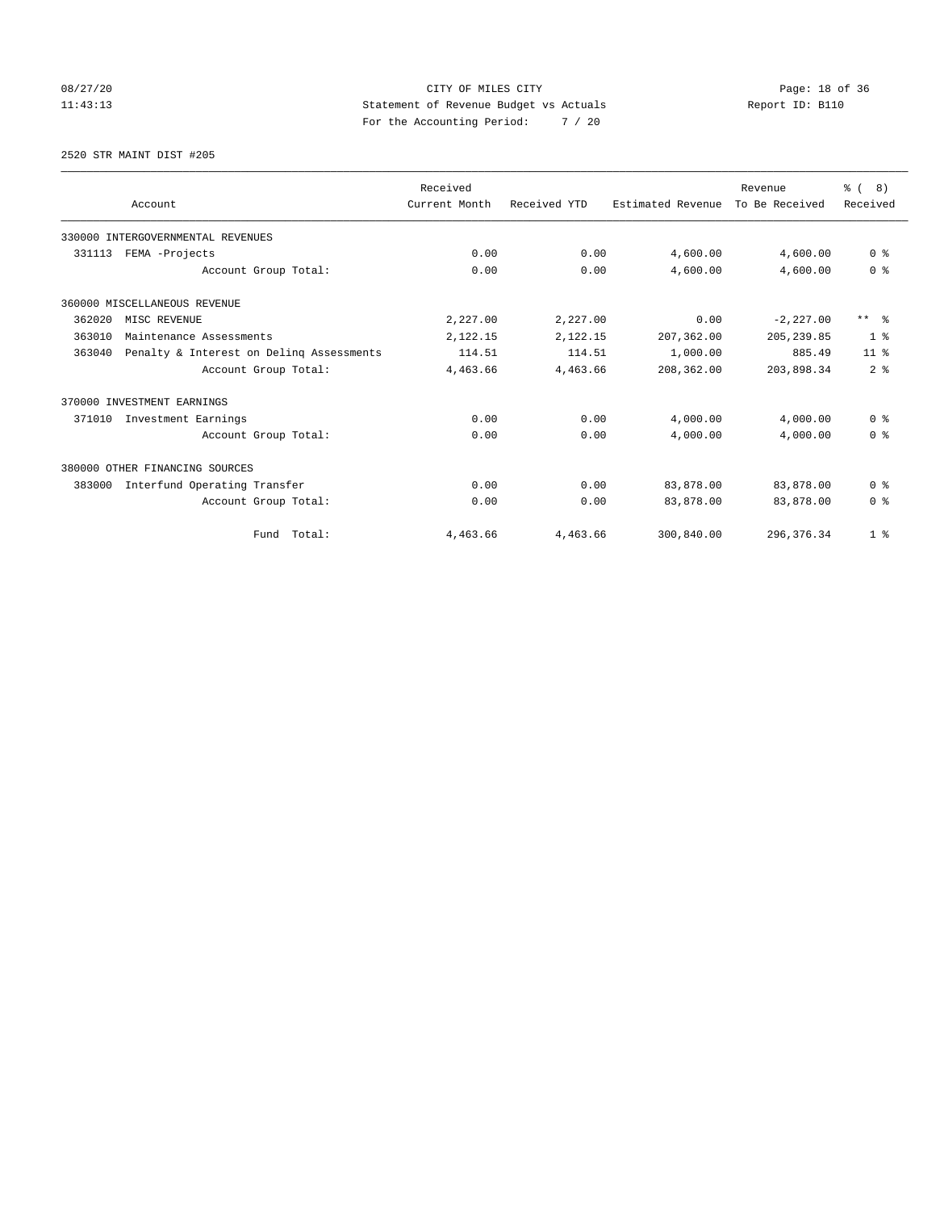CITY OF MILES CITY
Statement of Revenue Budget vs Actuals
For the Accounting Period: 7 / 20

08/27/20
11:43:13

Report ID: B110

2520 STR MAINT DIST #205

| Account | Received Current Month | Received YTD | Estimated Revenue | Revenue To Be Received | % ( 8) Received |
|---|---|---|---|---|---|
| 330000 INTERGOVERNMENTAL REVENUES | | | | | |
| 331113 FEMA -Projects | 0.00 | 0.00 | 4,600.00 | 4,600.00 | 0 % |
| Account Group Total: | 0.00 | 0.00 | 4,600.00 | 4,600.00 | 0 % |
| 360000 MISCELLANEOUS REVENUE | | | | | |
| 362020 MISC REVENUE | 2,227.00 | 2,227.00 | 0.00 | -2,227.00 | ** % |
| 363010 Maintenance Assessments | 2,122.15 | 2,122.15 | 207,362.00 | 205,239.85 | 1 % |
| 363040 Penalty & Interest on Delinq Assessments | 114.51 | 114.51 | 1,000.00 | 885.49 | 11 % |
| Account Group Total: | 4,463.66 | 4,463.66 | 208,362.00 | 203,898.34 | 2 % |
| 370000 INVESTMENT EARNINGS | | | | | |
| 371010 Investment Earnings | 0.00 | 0.00 | 4,000.00 | 4,000.00 | 0 % |
| Account Group Total: | 0.00 | 0.00 | 4,000.00 | 4,000.00 | 0 % |
| 380000 OTHER FINANCING SOURCES | | | | | |
| 383000 Interfund Operating Transfer | 0.00 | 0.00 | 83,878.00 | 83,878.00 | 0 % |
| Account Group Total: | 0.00 | 0.00 | 83,878.00 | 83,878.00 | 0 % |
| Fund Total: | 4,463.66 | 4,463.66 | 300,840.00 | 296,376.34 | 1 % |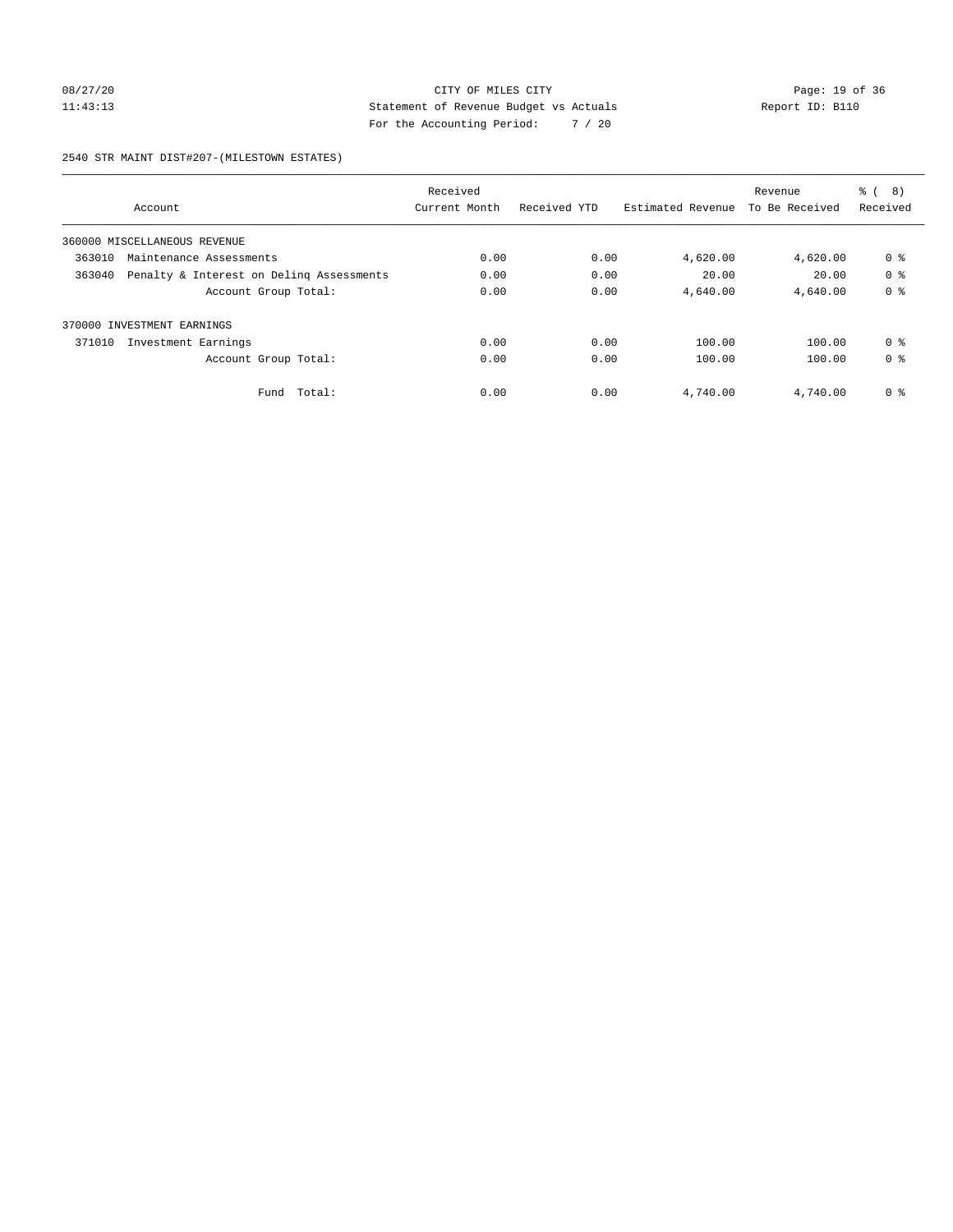CITY OF MILES CITY
Statement of Revenue Budget vs Actuals
For the Accounting Period: 7 / 20

08/27/20
11:43:13

Report ID: B110

2540 STR MAINT DIST#207-(MILESTOWN ESTATES)

| Account | Received Current Month | Received YTD | Estimated Revenue | Revenue To Be Received | % ( 8) Received |
|---|---|---|---|---|---|
| 360000 MISCELLANEOUS REVENUE | | | | | |
| 363010 Maintenance Assessments | 0.00 | 0.00 | 4,620.00 | 4,620.00 | 0 % |
| 363040 Penalty & Interest on Delinq Assessments | 0.00 | 0.00 | 20.00 | 20.00 | 0 % |
| Account Group Total: | 0.00 | 0.00 | 4,640.00 | 4,640.00 | 0 % |
| 370000 INVESTMENT EARNINGS | | | | | |
| 371010 Investment Earnings | 0.00 | 0.00 | 100.00 | 100.00 | 0 % |
| Account Group Total: | 0.00 | 0.00 | 100.00 | 100.00 | 0 % |
| Fund Total: | 0.00 | 0.00 | 4,740.00 | 4,740.00 | 0 % |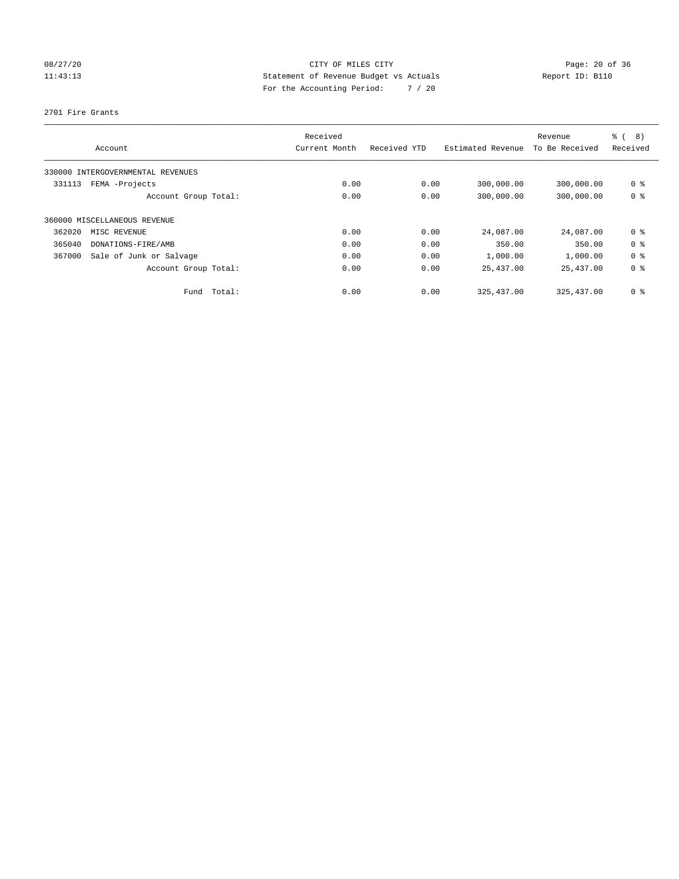08/27/20 CITY OF MILES CITY
11:43:13 Statement of Revenue Budget vs Actuals Report ID: B110
For the Accounting Period: 7 / 20

2701 Fire Grants

| Account | Received Current Month | Received YTD | Estimated Revenue | Revenue To Be Received | % ( 8) Received |
|---|---|---|---|---|---|
| 330000 INTERGOVERNMENTAL REVENUES | | | | | |
| 331113 FEMA -Projects | 0.00 | 0.00 | 300,000.00 | 300,000.00 | 0 % |
| Account Group Total: | 0.00 | 0.00 | 300,000.00 | 300,000.00 | 0 % |
| 360000 MISCELLANEOUS REVENUE | | | | | |
| 362020 MISC REVENUE | 0.00 | 0.00 | 24,087.00 | 24,087.00 | 0 % |
| 365040 DONATIONS-FIRE/AMB | 0.00 | 0.00 | 350.00 | 350.00 | 0 % |
| 367000 Sale of Junk or Salvage | 0.00 | 0.00 | 1,000.00 | 1,000.00 | 0 % |
| Account Group Total: | 0.00 | 0.00 | 25,437.00 | 25,437.00 | 0 % |
| Fund Total: | 0.00 | 0.00 | 325,437.00 | 325,437.00 | 0 % |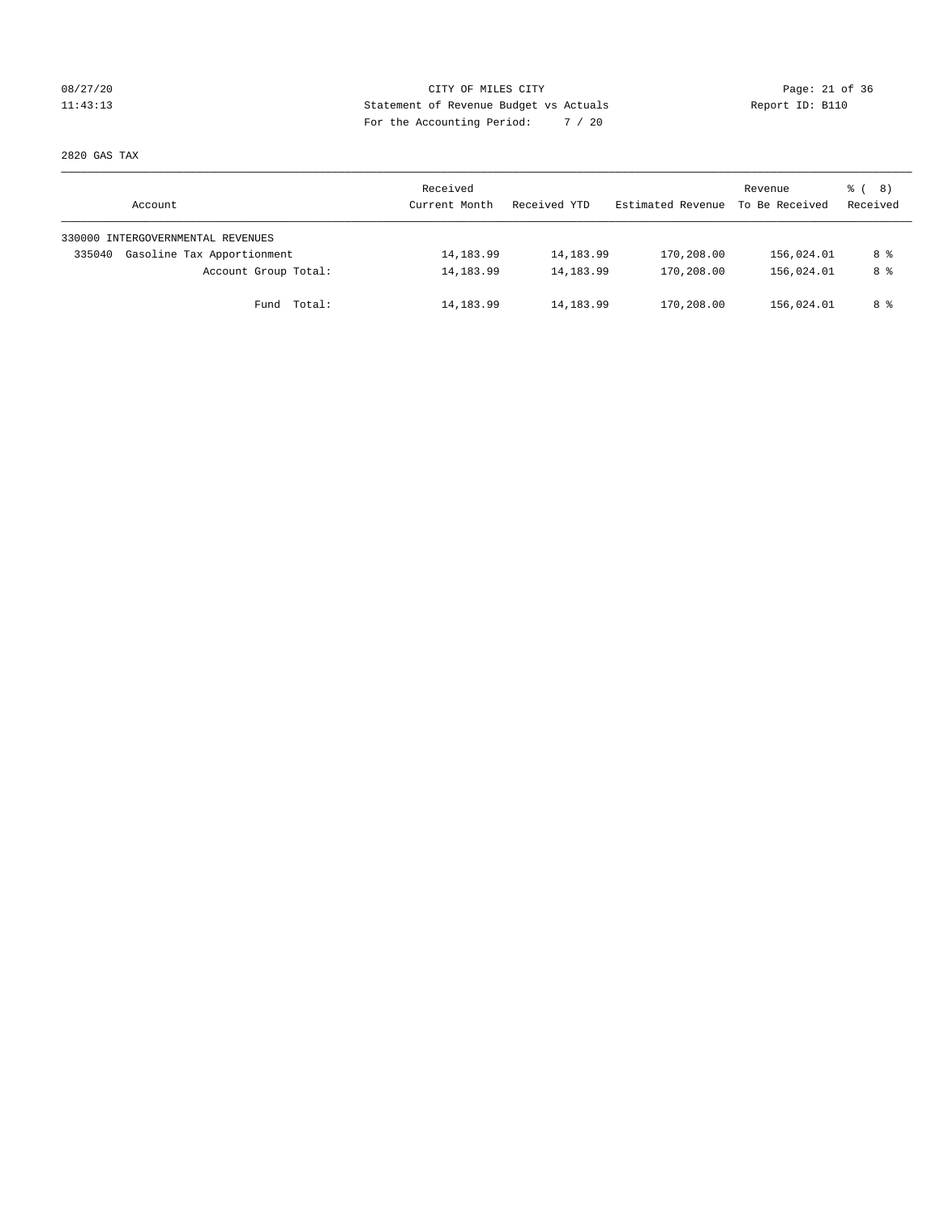CITY OF MILES CITY
Statement of Revenue Budget vs Actuals
For the Accounting Period: 7 / 20

08/27/20
11:43:13

Report ID: B110

2820 GAS TAX

| Account | Received Current Month | Received YTD | Estimated Revenue | Revenue To Be Received | % ( 8) Received |
|---|---|---|---|---|---|
| 330000 INTERGOVERNMENTAL REVENUES | | | | | |
| 335040 Gasoline Tax Apportionment | 14,183.99 | 14,183.99 | 170,208.00 | 156,024.01 | 8 % |
| Account Group Total: | 14,183.99 | 14,183.99 | 170,208.00 | 156,024.01 | 8 % |
| Fund Total: | 14,183.99 | 14,183.99 | 170,208.00 | 156,024.01 | 8 % |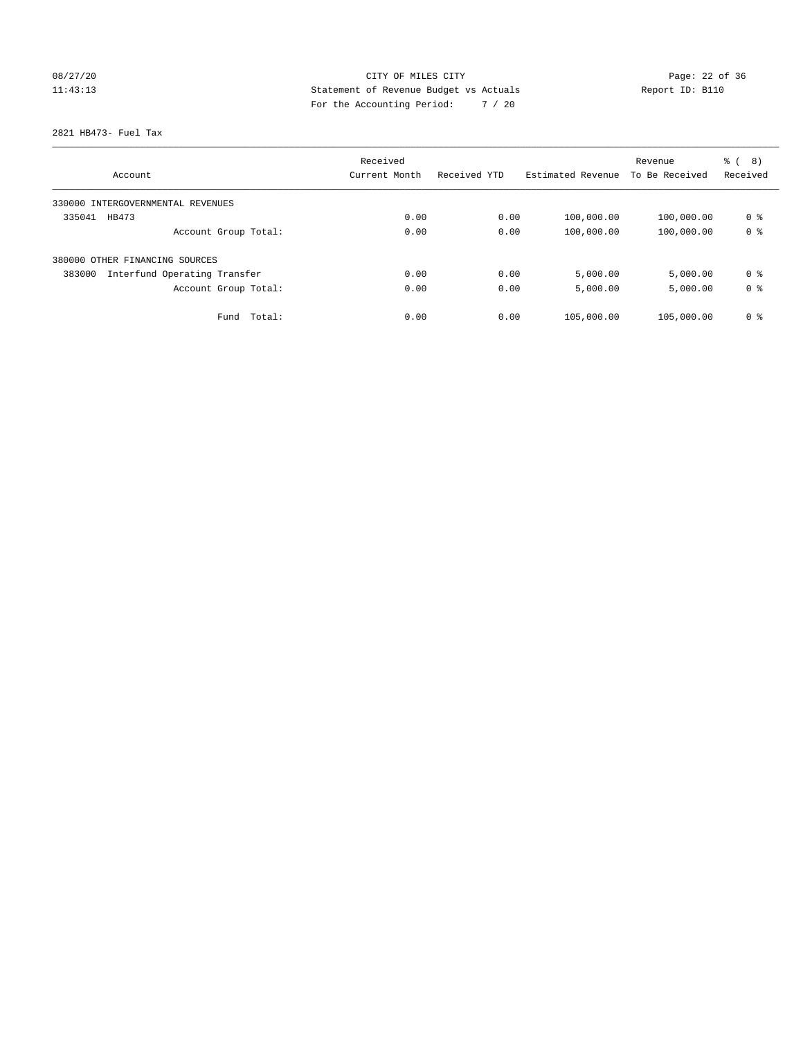CITY OF MILES CITY
Statement of Revenue Budget vs Actuals
For the Accounting Period: 7 / 20

08/27/20
11:43:13

Report ID: B110

2821 HB473- Fuel Tax

| Account | Received Current Month | Received YTD | Estimated Revenue | Revenue To Be Received | % ( 8) Received |
|---|---|---|---|---|---|
| 330000 INTERGOVERNMENTAL REVENUES | | | | | |
| 335041 HB473 | 0.00 | 0.00 | 100,000.00 | 100,000.00 | 0 % |
| Account Group Total: | 0.00 | 0.00 | 100,000.00 | 100,000.00 | 0 % |
| 380000 OTHER FINANCING SOURCES | | | | | |
| 383000 Interfund Operating Transfer | 0.00 | 0.00 | 5,000.00 | 5,000.00 | 0 % |
| Account Group Total: | 0.00 | 0.00 | 5,000.00 | 5,000.00 | 0 % |
| Fund Total: | 0.00 | 0.00 | 105,000.00 | 105,000.00 | 0 % |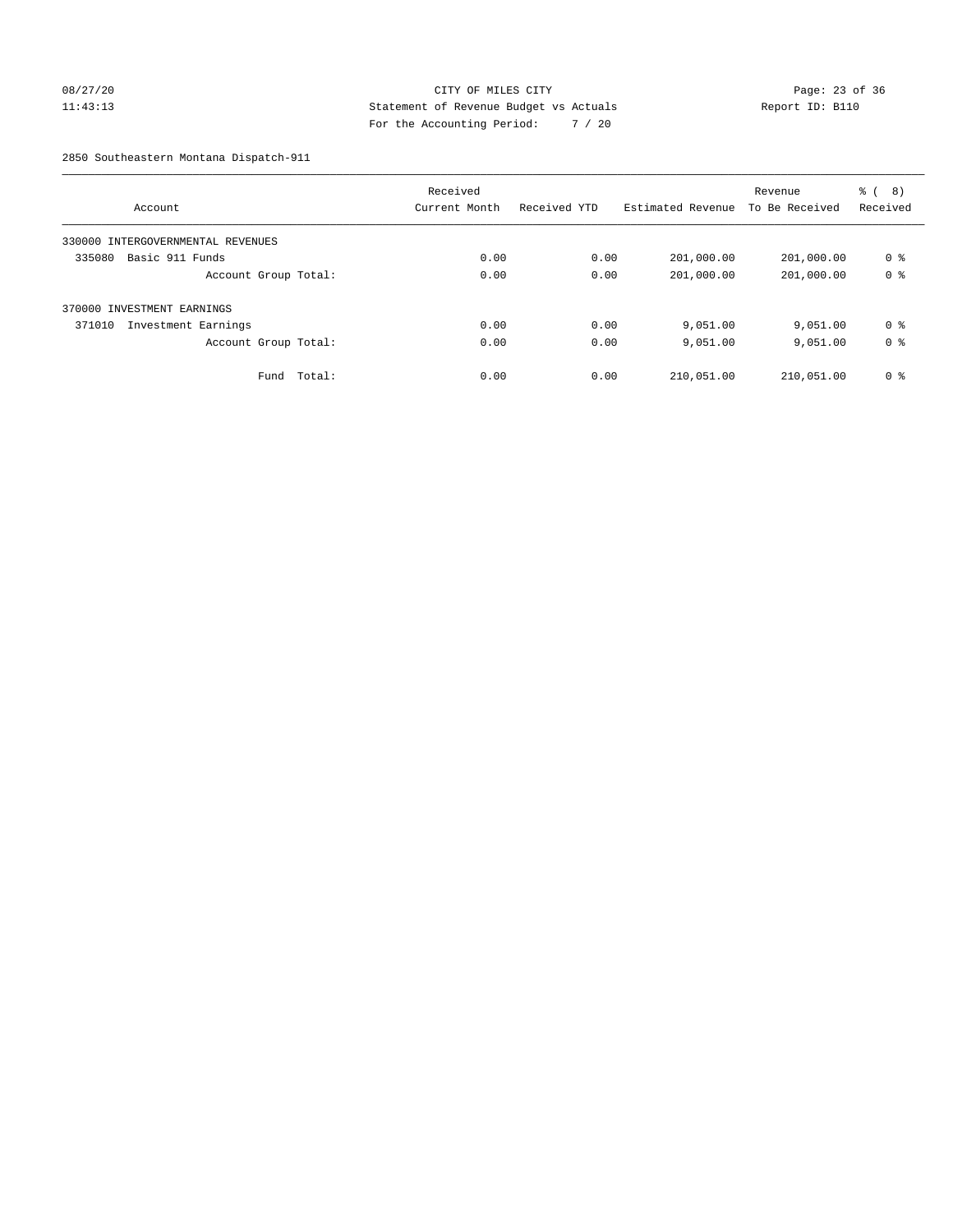CITY OF MILES CITY
Statement of Revenue Budget vs Actuals
For the Accounting Period: 7 / 20

08/27/20
11:43:13

Report ID: B110

2850 Southeastern Montana Dispatch-911

| Account | Received Current Month | Received YTD | Estimated Revenue | Revenue To Be Received | % ( 8) Received |
|---|---|---|---|---|---|
| 330000 INTERGOVERNMENTAL REVENUES | | | | | |
| 335080 Basic 911 Funds | 0.00 | 0.00 | 201,000.00 | 201,000.00 | 0 % |
| Account Group Total: | 0.00 | 0.00 | 201,000.00 | 201,000.00 | 0 % |
| 370000 INVESTMENT EARNINGS | | | | | |
| 371010 Investment Earnings | 0.00 | 0.00 | 9,051.00 | 9,051.00 | 0 % |
| Account Group Total: | 0.00 | 0.00 | 9,051.00 | 9,051.00 | 0 % |
| Fund Total: | 0.00 | 0.00 | 210,051.00 | 210,051.00 | 0 % |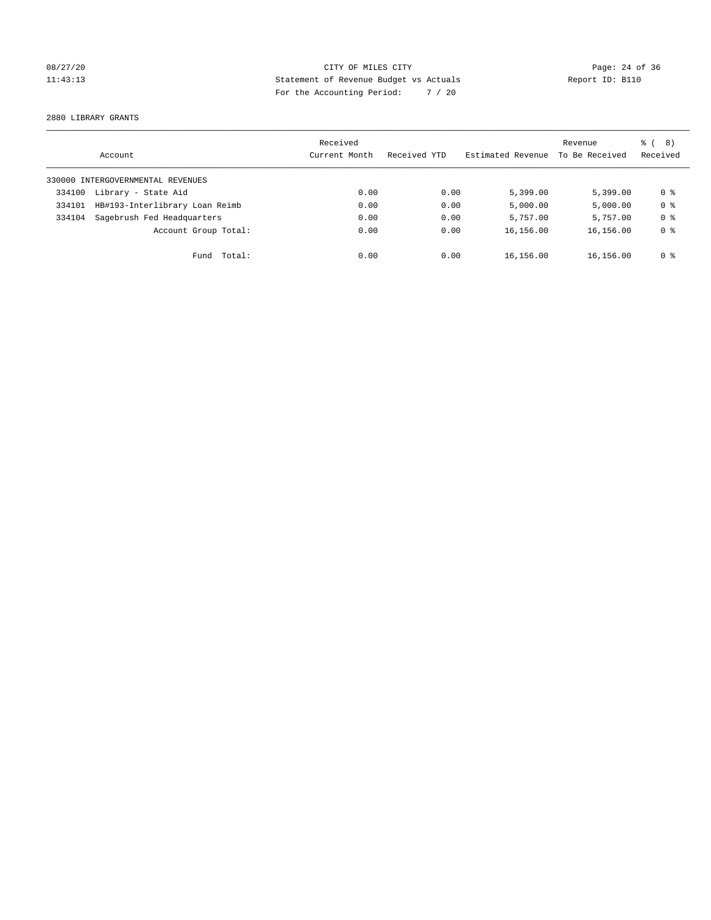CITY OF MILES CITY
Statement of Revenue Budget vs Actuals
For the Accounting Period: 7 / 20

08/27/20
11:43:13

Report ID: B110

2880 LIBRARY GRANTS

| Account | Received Current Month | Received YTD | Estimated Revenue | Revenue To Be Received | % ( 8) Received |
|---|---|---|---|---|---|
| 330000 INTERGOVERNMENTAL REVENUES | | | | | |
| 334100 Library - State Aid | 0.00 | 0.00 | 5,399.00 | 5,399.00 | 0 % |
| 334101 HB#193-Interlibrary Loan Reimb | 0.00 | 0.00 | 5,000.00 | 5,000.00 | 0 % |
| 334104 Sagebrush Fed Headquarters | 0.00 | 0.00 | 5,757.00 | 5,757.00 | 0 % |
| Account Group Total: | 0.00 | 0.00 | 16,156.00 | 16,156.00 | 0 % |
| Fund Total: | 0.00 | 0.00 | 16,156.00 | 16,156.00 | 0 % |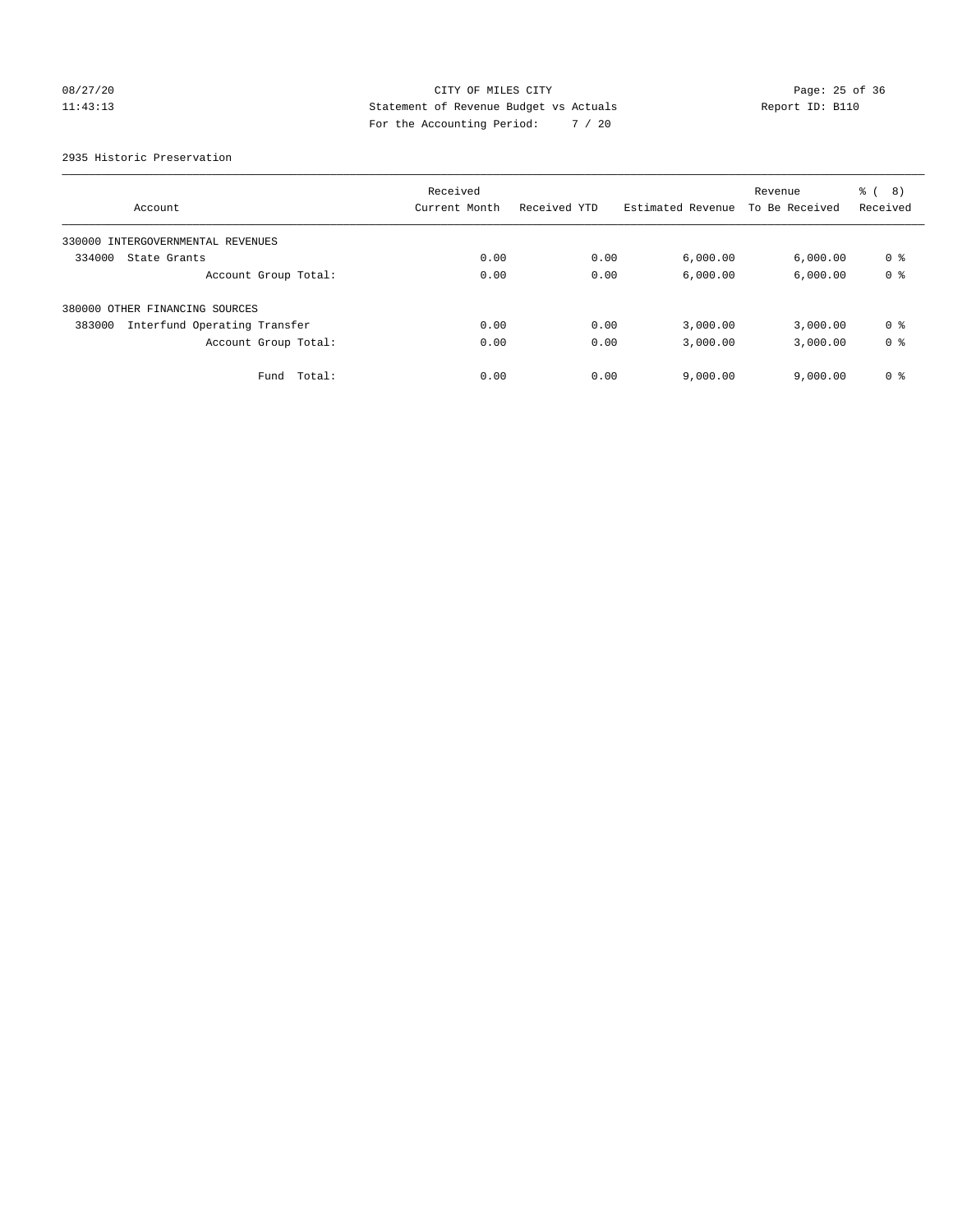CITY OF MILES CITY
Statement of Revenue Budget vs Actuals
For the Accounting Period: 7 / 20

08/27/20
11:43:13

Report ID: B110

2935 Historic Preservation

| Account | Received Current Month | Received YTD | Estimated Revenue | Revenue To Be Received | % ( 8) Received |
|---|---|---|---|---|---|
| 330000 INTERGOVERNMENTAL REVENUES | | | | | |
| 334000 State Grants | 0.00 | 0.00 | 6,000.00 | 6,000.00 | 0 % |
| Account Group Total: | 0.00 | 0.00 | 6,000.00 | 6,000.00 | 0 % |
| 380000 OTHER FINANCING SOURCES | | | | | |
| 383000 Interfund Operating Transfer | 0.00 | 0.00 | 3,000.00 | 3,000.00 | 0 % |
| Account Group Total: | 0.00 | 0.00 | 3,000.00 | 3,000.00 | 0 % |
| Fund Total: | 0.00 | 0.00 | 9,000.00 | 9,000.00 | 0 % |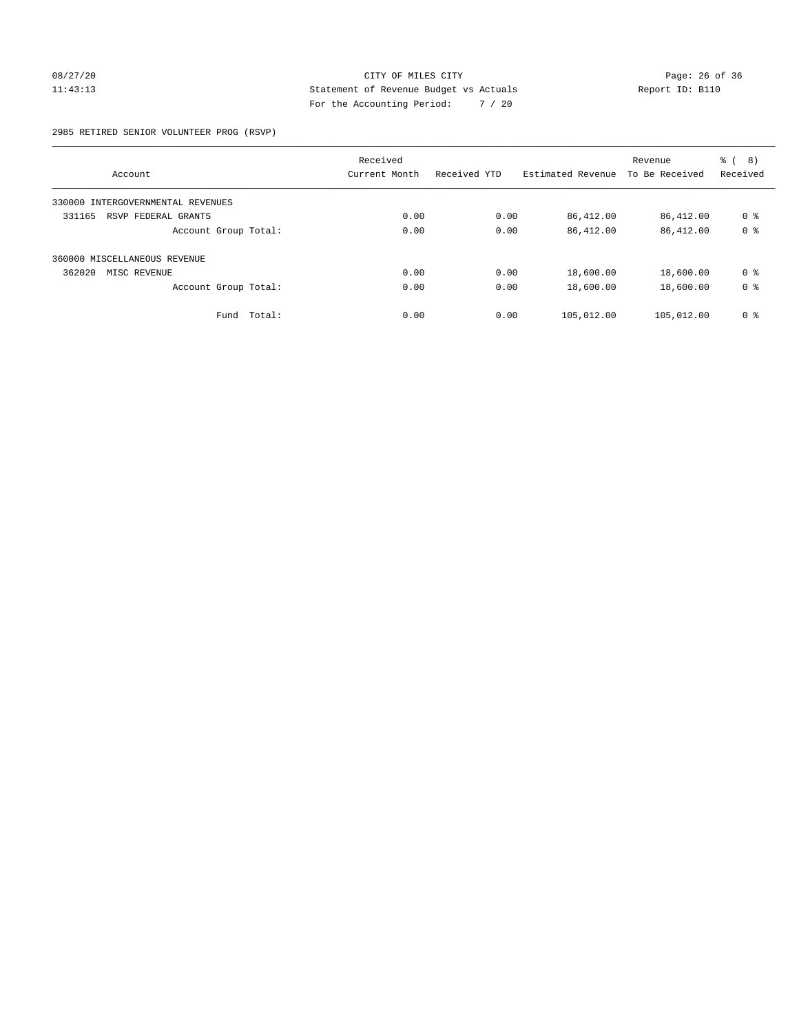CITY OF MILES CITY
Statement of Revenue Budget vs Actuals
For the Accounting Period: 7 / 20

08/27/20
11:43:13

Report ID: B110

2985 RETIRED SENIOR VOLUNTEER PROG (RSVP)

| Account | Received Current Month | Received YTD | Estimated Revenue | Revenue To Be Received | % ( 8) Received |
|---|---|---|---|---|---|
| 330000 INTERGOVERNMENTAL REVENUES | | | | | |
| 331165 RSVP FEDERAL GRANTS | 0.00 | 0.00 | 86,412.00 | 86,412.00 | 0 % |
| Account Group Total: | 0.00 | 0.00 | 86,412.00 | 86,412.00 | 0 % |
| 360000 MISCELLANEOUS REVENUE | | | | | |
| 362020 MISC REVENUE | 0.00 | 0.00 | 18,600.00 | 18,600.00 | 0 % |
| Account Group Total: | 0.00 | 0.00 | 18,600.00 | 18,600.00 | 0 % |
| Fund Total: | 0.00 | 0.00 | 105,012.00 | 105,012.00 | 0 % |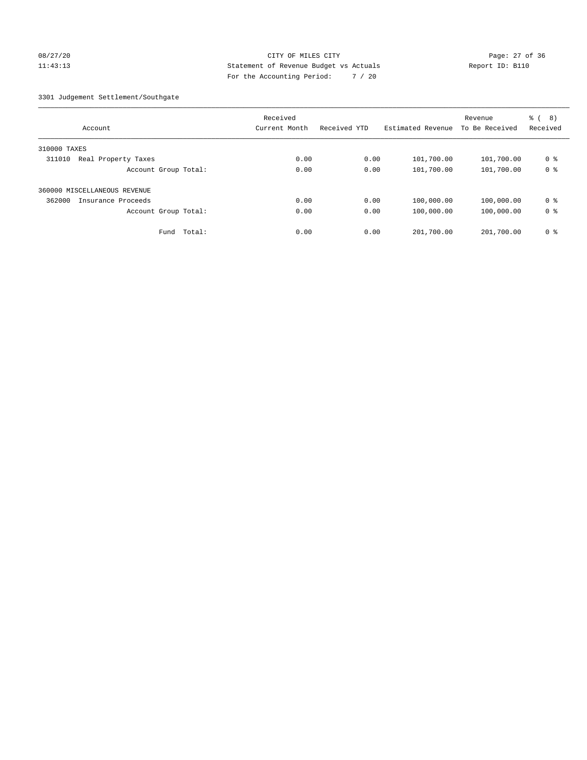CITY OF MILES CITY
Statement of Revenue Budget vs Actuals
For the Accounting Period: 7 / 20

08/27/20
11:43:13

Report ID: B110

3301 Judgement Settlement/Southgate

| Account | Received Current Month | Received YTD | Estimated Revenue | Revenue To Be Received | % ( 8) Received |
|---|---|---|---|---|---|
| 310000 TAXES | | | | | |
| 311010 Real Property Taxes | 0.00 | 0.00 | 101,700.00 | 101,700.00 | 0 % |
| Account Group Total: | 0.00 | 0.00 | 101,700.00 | 101,700.00 | 0 % |
| 360000 MISCELLANEOUS REVENUE | | | | | |
| 362000 Insurance Proceeds | 0.00 | 0.00 | 100,000.00 | 100,000.00 | 0 % |
| Account Group Total: | 0.00 | 0.00 | 100,000.00 | 100,000.00 | 0 % |
| Fund Total: | 0.00 | 0.00 | 201,700.00 | 201,700.00 | 0 % |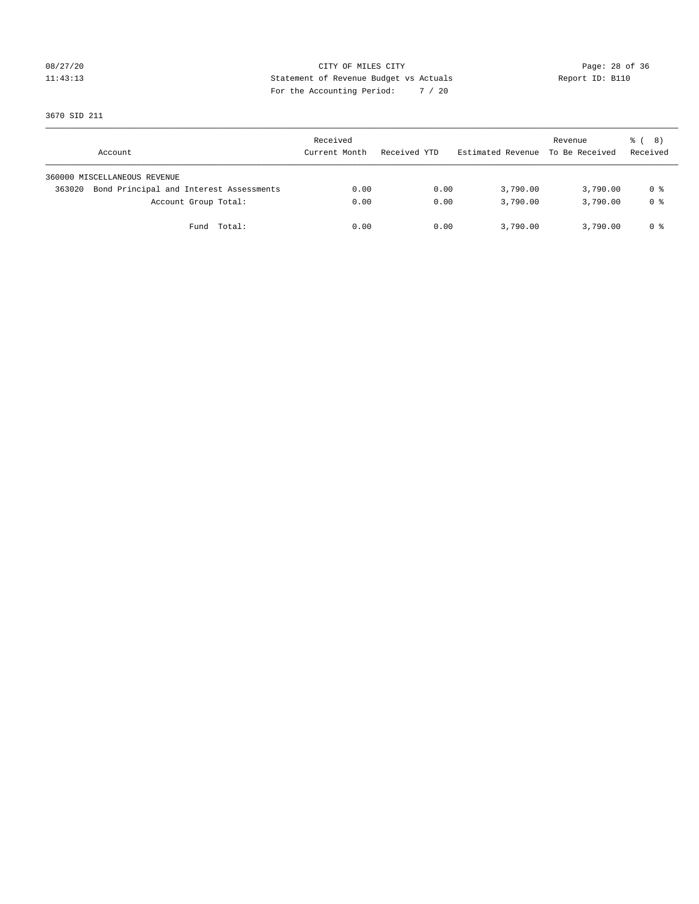CITY OF MILES CITY
Statement of Revenue Budget vs Actuals
For the Accounting Period: 7 / 20

08/27/20
11:43:13

Report ID: B110

3670 SID 211

| Account | Received Current Month | Received YTD | Estimated Revenue | Revenue To Be Received | % ( 8) Received |
|---|---|---|---|---|---|
| 360000 MISCELLANEOUS REVENUE | | | | | |
| 363020 Bond Principal and Interest Assessments | 0.00 | 0.00 | 3,790.00 | 3,790.00 | 0 % |
| Account Group Total: | 0.00 | 0.00 | 3,790.00 | 3,790.00 | 0 % |
| Fund Total: | 0.00 | 0.00 | 3,790.00 | 3,790.00 | 0 % |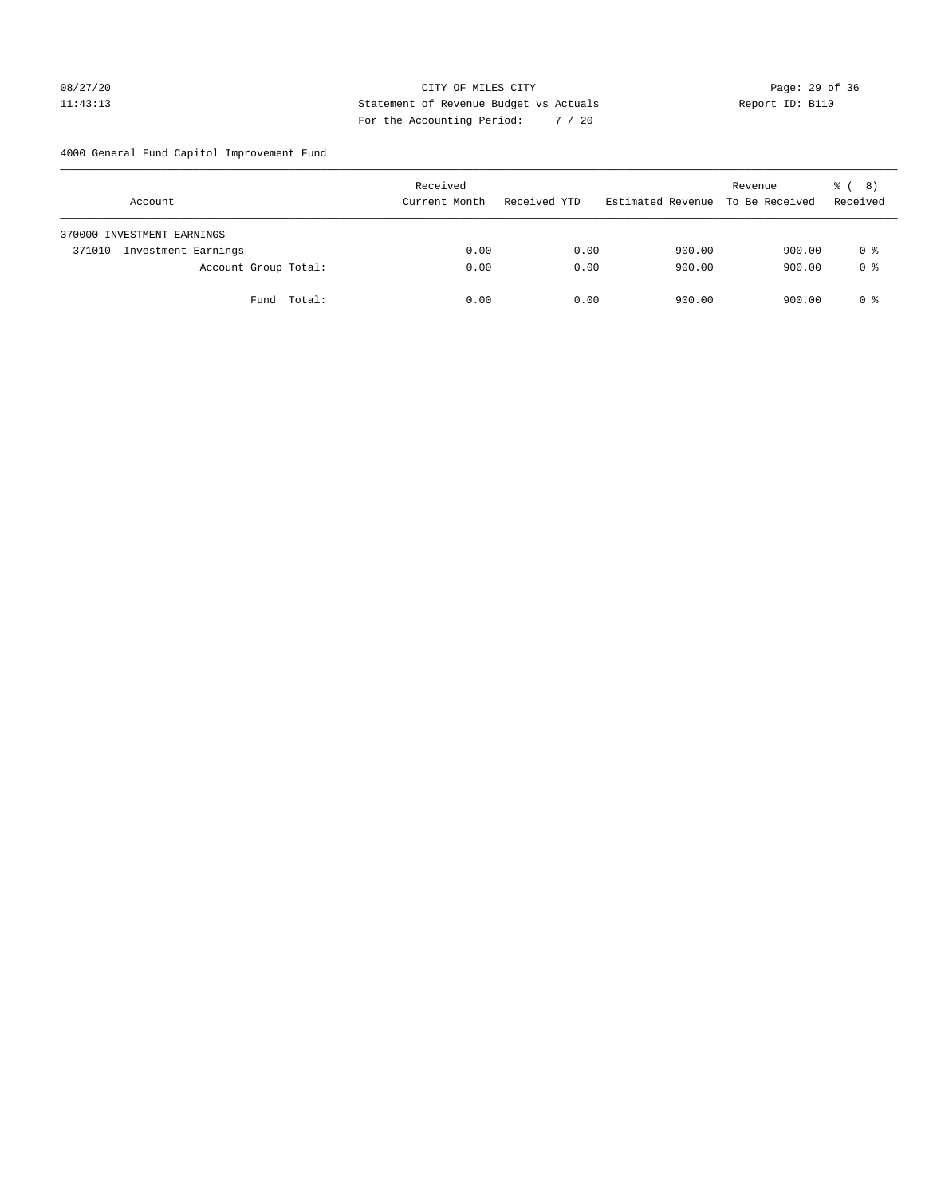CITY OF MILES CITY
Statement of Revenue Budget vs Actuals
For the Accounting Period: 7 / 20

08/27/20
11:43:13

Report ID: B110

4000 General Fund Capitol Improvement Fund

| Account | Received Current Month | Received YTD | Estimated Revenue | Revenue To Be Received | % ( 8) Received |
|---|---|---|---|---|---|
| 370000 INVESTMENT EARNINGS | | | | | |
| 371010 Investment Earnings | 0.00 | 0.00 | 900.00 | 900.00 | 0 % |
| Account Group Total: | 0.00 | 0.00 | 900.00 | 900.00 | 0 % |
| Fund Total: | 0.00 | 0.00 | 900.00 | 900.00 | 0 % |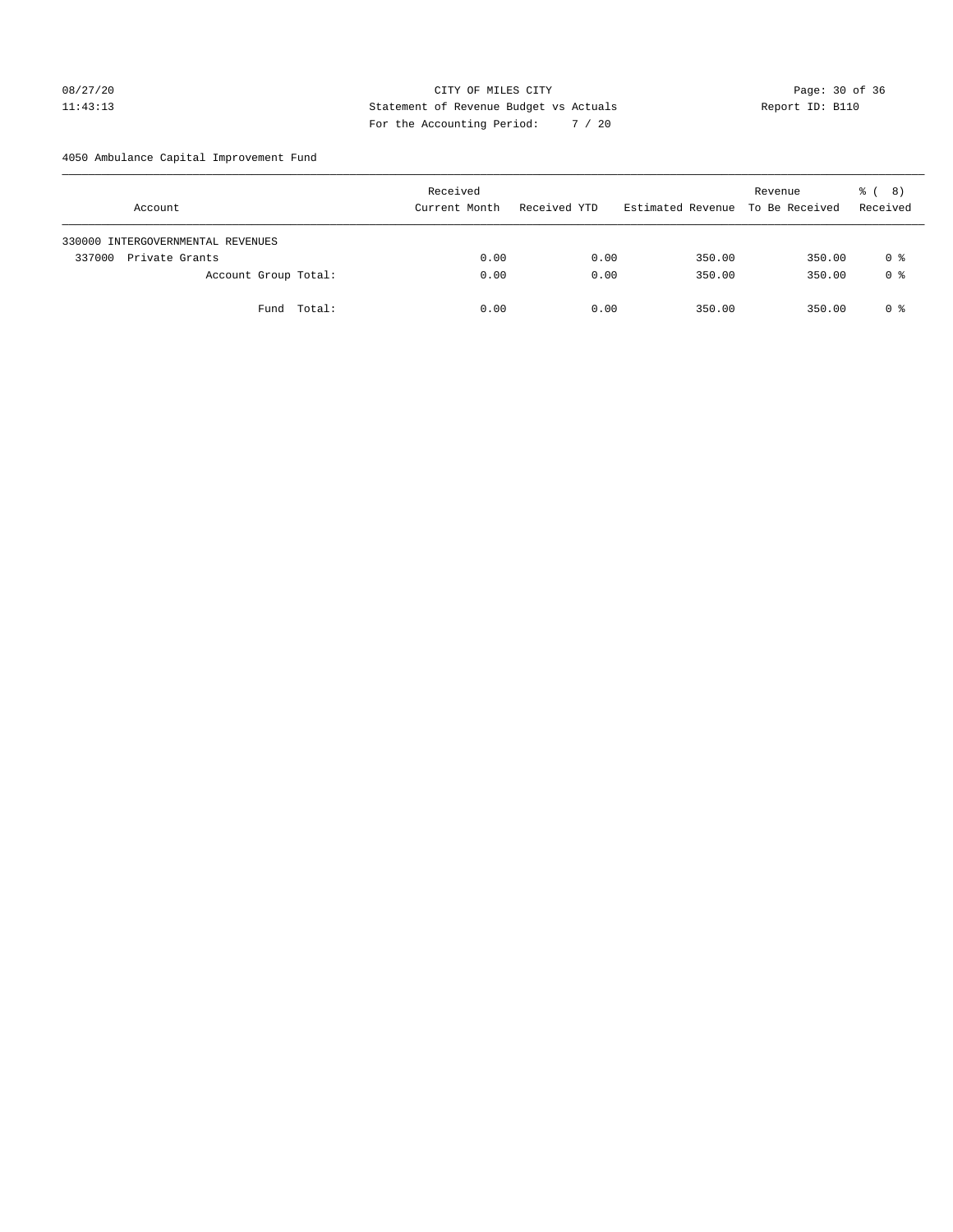CITY OF MILES CITY
Statement of Revenue Budget vs Actuals
For the Accounting Period: 7 / 20

08/27/20
11:43:13

Report ID: B110

4050 Ambulance Capital Improvement Fund

| Account | Received Current Month | Received YTD | Estimated Revenue | Revenue To Be Received | % ( 8) Received |
|---|---|---|---|---|---|
| 330000 INTERGOVERNMENTAL REVENUES | | | | | |
| 337000 Private Grants | 0.00 | 0.00 | 350.00 | 350.00 | 0 % |
| Account Group Total: | 0.00 | 0.00 | 350.00 | 350.00 | 0 % |
| Fund Total: | 0.00 | 0.00 | 350.00 | 350.00 | 0 % |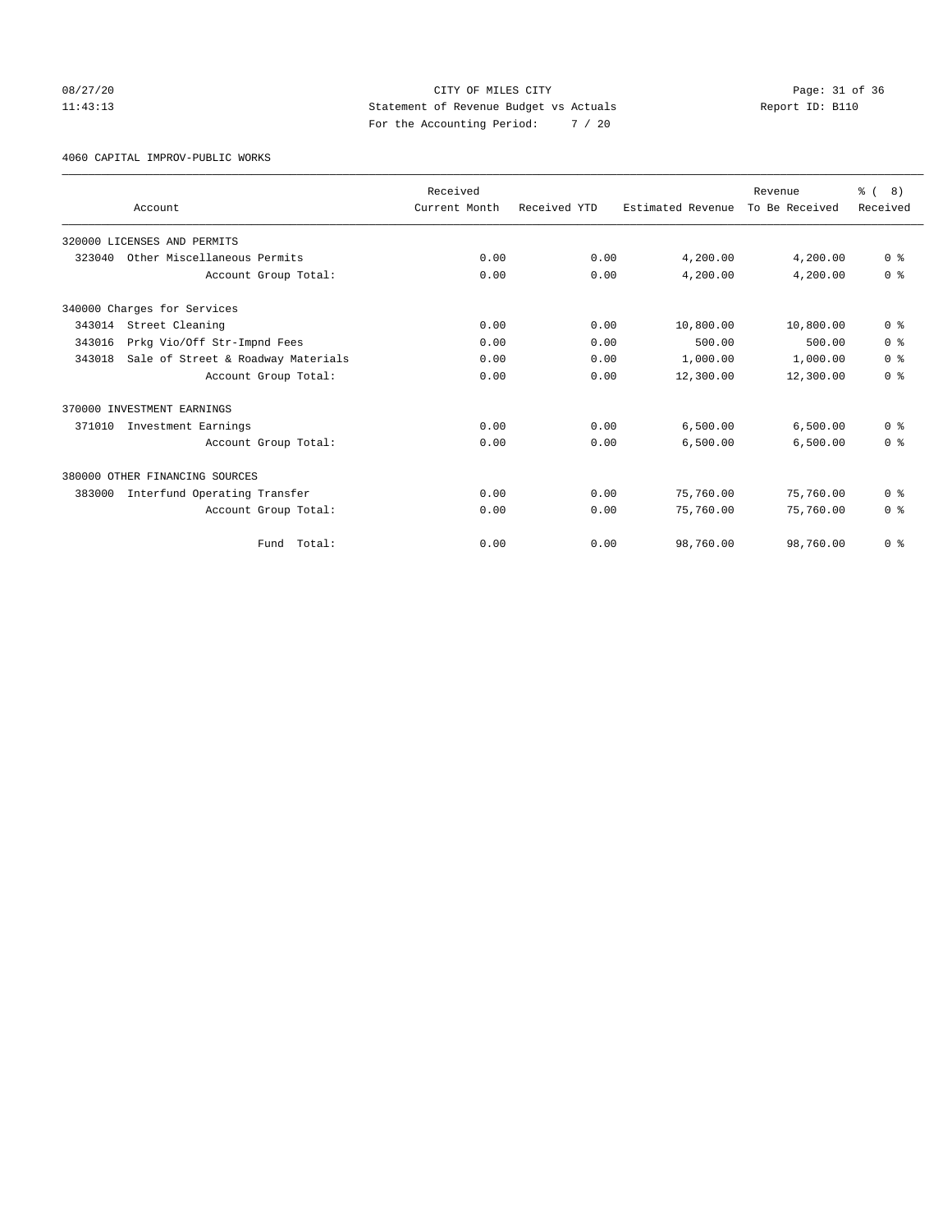CITY OF MILES CITY
Statement of Revenue Budget vs Actuals
For the Accounting Period: 7 / 20

08/27/20
11:43:13

Report ID: B110

4060 CAPITAL IMPROV-PUBLIC WORKS

| Account | Received Current Month | Received YTD | Estimated Revenue | Revenue To Be Received | % ( 8) Received |
|---|---|---|---|---|---|
| 320000 LICENSES AND PERMITS | | | | | |
| 323040 Other Miscellaneous Permits | 0.00 | 0.00 | 4,200.00 | 4,200.00 | 0 % |
| Account Group Total: | 0.00 | 0.00 | 4,200.00 | 4,200.00 | 0 % |
| 340000 Charges for Services | | | | | |
| 343014 Street Cleaning | 0.00 | 0.00 | 10,800.00 | 10,800.00 | 0 % |
| 343016 Prkg Vio/Off Str-Impnd Fees | 0.00 | 0.00 | 500.00 | 500.00 | 0 % |
| 343018 Sale of Street & Roadway Materials | 0.00 | 0.00 | 1,000.00 | 1,000.00 | 0 % |
| Account Group Total: | 0.00 | 0.00 | 12,300.00 | 12,300.00 | 0 % |
| 370000 INVESTMENT EARNINGS | | | | | |
| 371010 Investment Earnings | 0.00 | 0.00 | 6,500.00 | 6,500.00 | 0 % |
| Account Group Total: | 0.00 | 0.00 | 6,500.00 | 6,500.00 | 0 % |
| 380000 OTHER FINANCING SOURCES | | | | | |
| 383000 Interfund Operating Transfer | 0.00 | 0.00 | 75,760.00 | 75,760.00 | 0 % |
| Account Group Total: | 0.00 | 0.00 | 75,760.00 | 75,760.00 | 0 % |
| Fund Total: | 0.00 | 0.00 | 98,760.00 | 98,760.00 | 0 % |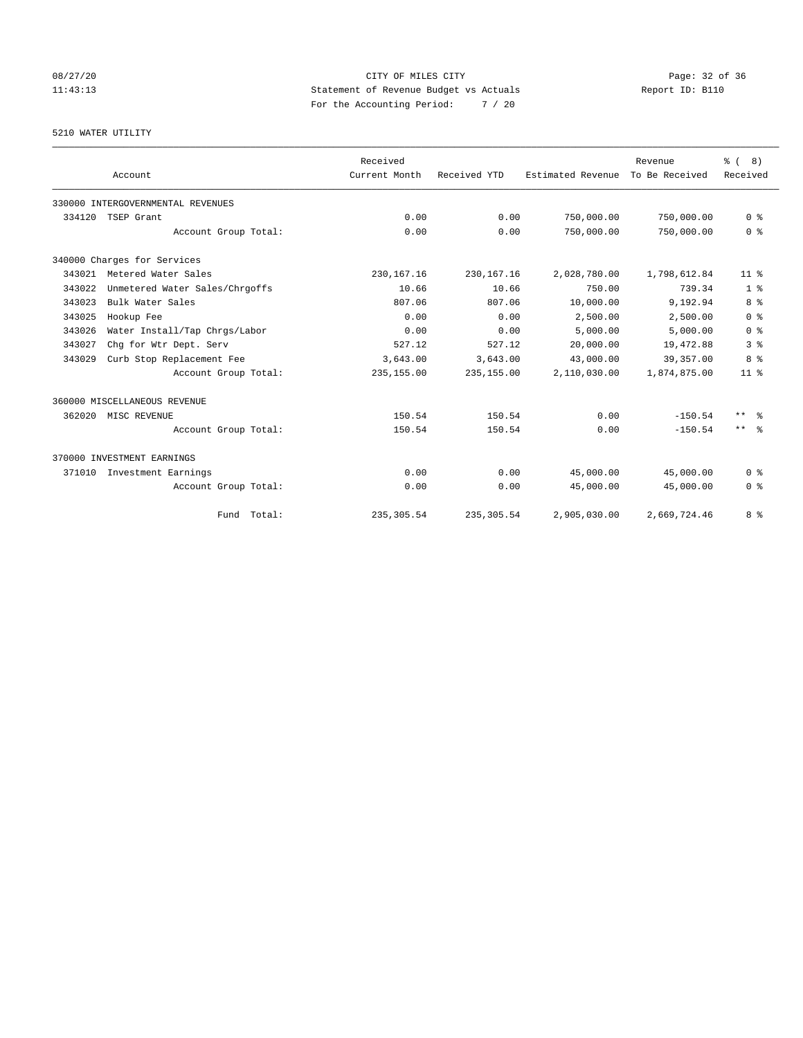CITY OF MILES CITY
Statement of Revenue Budget vs Actuals
For the Accounting Period: 7 / 20

08/27/20
11:43:13

Report ID: B110

5210 WATER UTILITY

| Account | | Received Current Month | Received YTD | Estimated Revenue | Revenue To Be Received | % ( 8) Received |
|---|---|---|---|---|---|---|
| 330000 INTERGOVERNMENTAL REVENUES | | | | | | |
| 334120 | TSEP Grant | 0.00 | 0.00 | 750,000.00 | 750,000.00 | 0 % |
| | Account Group Total: | 0.00 | 0.00 | 750,000.00 | 750,000.00 | 0 % |
| 340000 Charges for Services | | | | | | |
| 343021 | Metered Water Sales | 230,167.16 | 230,167.16 | 2,028,780.00 | 1,798,612.84 | 11 % |
| 343022 | Unmetered Water Sales/Chrgoffs | 10.66 | 10.66 | 750.00 | 739.34 | 1 % |
| 343023 | Bulk Water Sales | 807.06 | 807.06 | 10,000.00 | 9,192.94 | 8 % |
| 343025 | Hookup Fee | 0.00 | 0.00 | 2,500.00 | 2,500.00 | 0 % |
| 343026 | Water Install/Tap Chrgs/Labor | 0.00 | 0.00 | 5,000.00 | 5,000.00 | 0 % |
| 343027 | Chg for Wtr Dept. Serv | 527.12 | 527.12 | 20,000.00 | 19,472.88 | 3 % |
| 343029 | Curb Stop Replacement Fee | 3,643.00 | 3,643.00 | 43,000.00 | 39,357.00 | 8 % |
| | Account Group Total: | 235,155.00 | 235,155.00 | 2,110,030.00 | 1,874,875.00 | 11 % |
| 360000 MISCELLANEOUS REVENUE | | | | | | |
| 362020 | MISC REVENUE | 150.54 | 150.54 | 0.00 | -150.54 | ** % |
| | Account Group Total: | 150.54 | 150.54 | 0.00 | -150.54 | ** % |
| 370000 INVESTMENT EARNINGS | | | | | | |
| 371010 | Investment Earnings | 0.00 | 0.00 | 45,000.00 | 45,000.00 | 0 % |
| | Account Group Total: | 0.00 | 0.00 | 45,000.00 | 45,000.00 | 0 % |
| | Fund Total: | 235,305.54 | 235,305.54 | 2,905,030.00 | 2,669,724.46 | 8 % |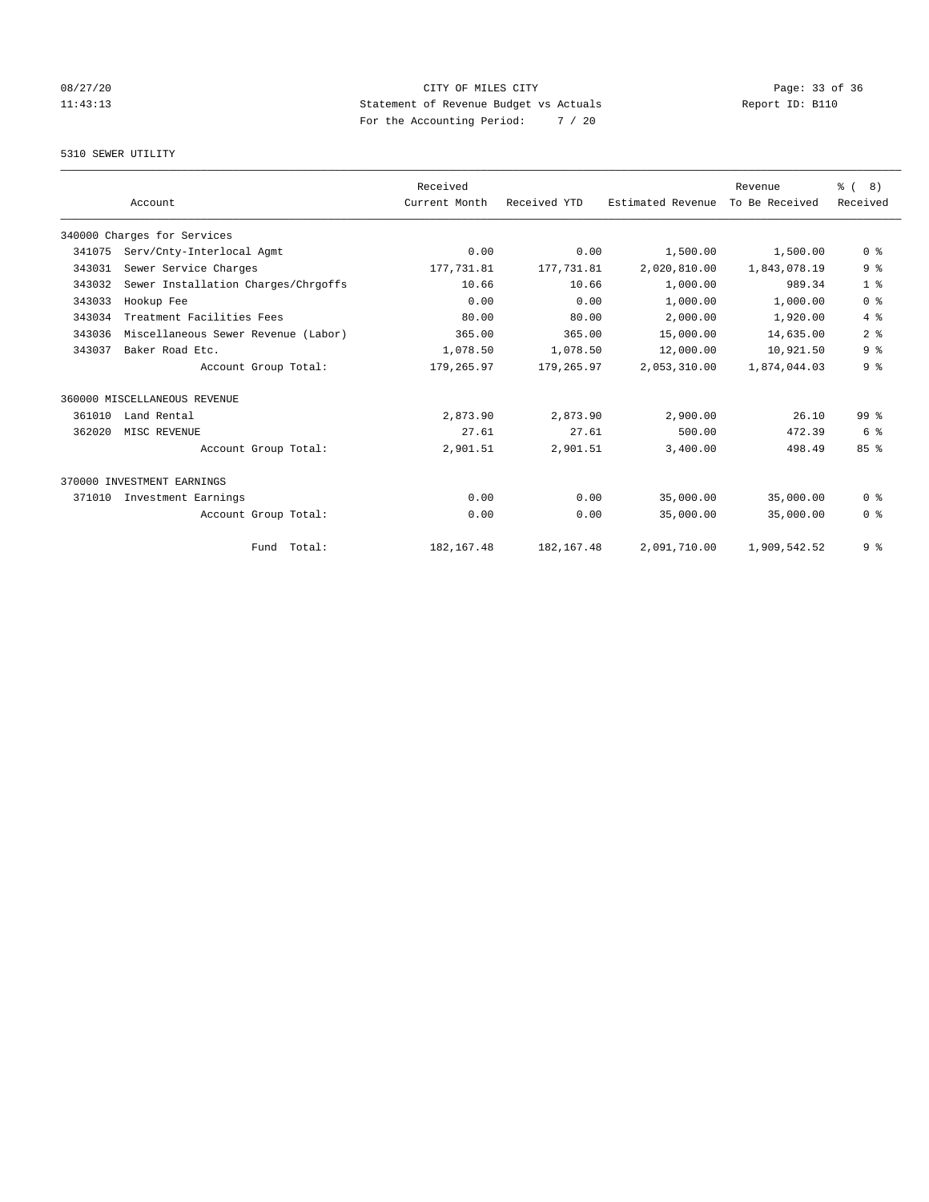CITY OF MILES CITY

Statement of Revenue Budget vs Actuals

For the Accounting Period: 7 / 20

5310 SEWER UTILITY

| Account | | Received Current Month | Received YTD | Estimated Revenue | Revenue To Be Received | % ( 8) Received |
|---|---|---|---|---|---|---|
| 340000 Charges for Services | | | | | | |
| 341075 | Serv/Cnty-Interlocal Agmt | 0.00 | 0.00 | 1,500.00 | 1,500.00 | 0 % |
| 343031 | Sewer Service Charges | 177,731.81 | 177,731.81 | 2,020,810.00 | 1,843,078.19 | 9 % |
| 343032 | Sewer Installation Charges/Chrgoffs | 10.66 | 10.66 | 1,000.00 | 989.34 | 1 % |
| 343033 | Hookup Fee | 0.00 | 0.00 | 1,000.00 | 1,000.00 | 0 % |
| 343034 | Treatment Facilities Fees | 80.00 | 80.00 | 2,000.00 | 1,920.00 | 4 % |
| 343036 | Miscellaneous Sewer Revenue (Labor) | 365.00 | 365.00 | 15,000.00 | 14,635.00 | 2 % |
| 343037 | Baker Road Etc. | 1,078.50 | 1,078.50 | 12,000.00 | 10,921.50 | 9 % |
| | Account Group Total: | 179,265.97 | 179,265.97 | 2,053,310.00 | 1,874,044.03 | 9 % |
| 360000 MISCELLANEOUS REVENUE | | | | | | |
| 361010 | Land Rental | 2,873.90 | 2,873.90 | 2,900.00 | 26.10 | 99 % |
| 362020 | MISC REVENUE | 27.61 | 27.61 | 500.00 | 472.39 | 6 % |
| | Account Group Total: | 2,901.51 | 2,901.51 | 3,400.00 | 498.49 | 85 % |
| 370000 INVESTMENT EARNINGS | | | | | | |
| 371010 | Investment Earnings | 0.00 | 0.00 | 35,000.00 | 35,000.00 | 0 % |
| | Account Group Total: | 0.00 | 0.00 | 35,000.00 | 35,000.00 | 0 % |
| | Fund Total: | 182,167.48 | 182,167.48 | 2,091,710.00 | 1,909,542.52 | 9 % |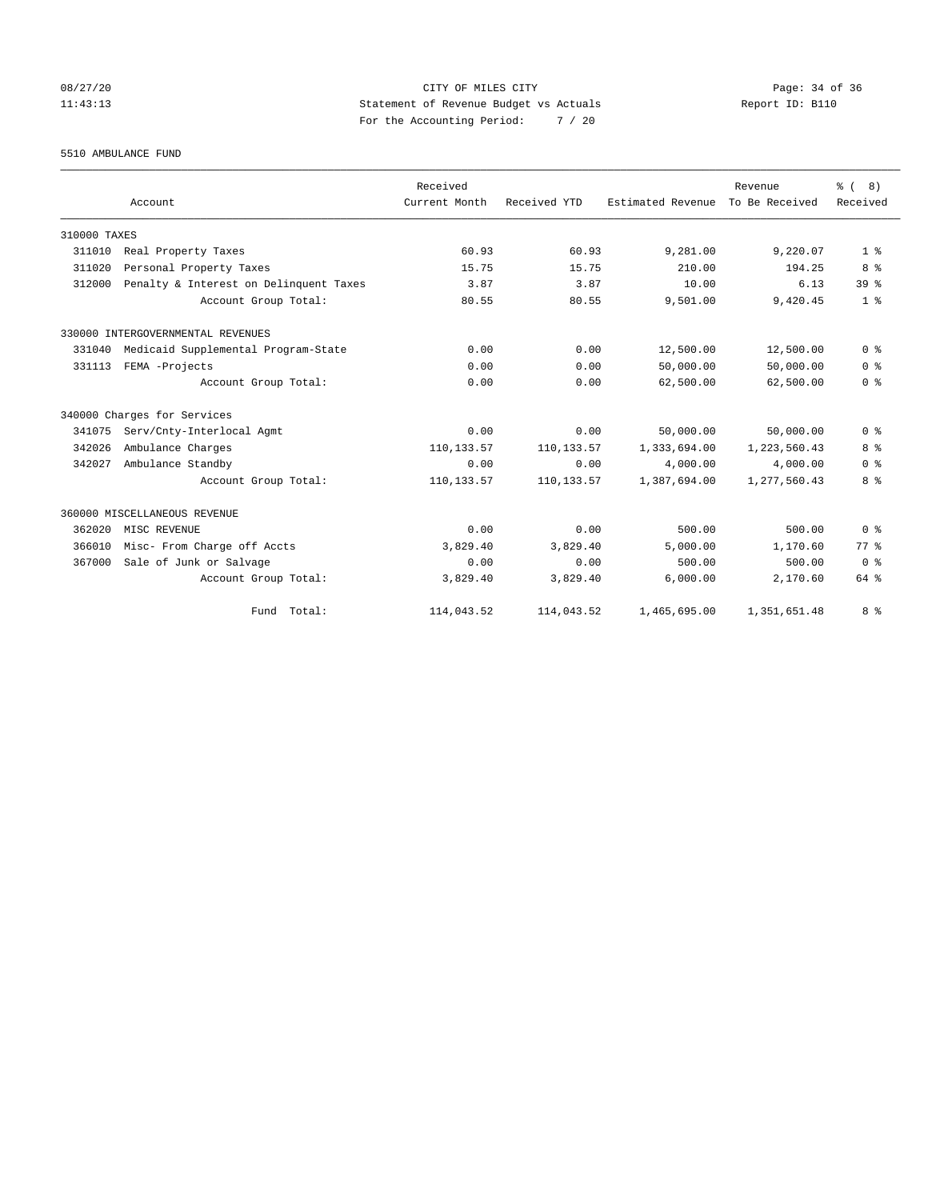CITY OF MILES CITY
Statement of Revenue Budget vs Actuals
For the Accounting Period: 7 / 20

08/27/20
11:43:13

Report ID: B110

5510 AMBULANCE FUND

| Account | Received Current Month | Received YTD | Estimated Revenue | Revenue To Be Received | % ( 8) Received |
|---|---|---|---|---|---|
| 310000 TAXES | | | | | |
| 311010 Real Property Taxes | 60.93 | 60.93 | 9,281.00 | 9,220.07 | 1 % |
| 311020 Personal Property Taxes | 15.75 | 15.75 | 210.00 | 194.25 | 8 % |
| 312000 Penalty & Interest on Delinquent Taxes | 3.87 | 3.87 | 10.00 | 6.13 | 39 % |
| Account Group Total: | 80.55 | 80.55 | 9,501.00 | 9,420.45 | 1 % |
| 330000 INTERGOVERNMENTAL REVENUES | | | | | |
| 331040 Medicaid Supplemental Program-State | 0.00 | 0.00 | 12,500.00 | 12,500.00 | 0 % |
| 331113 FEMA -Projects | 0.00 | 0.00 | 50,000.00 | 50,000.00 | 0 % |
| Account Group Total: | 0.00 | 0.00 | 62,500.00 | 62,500.00 | 0 % |
| 340000 Charges for Services | | | | | |
| 341075 Serv/Cnty-Interlocal Agmt | 0.00 | 0.00 | 50,000.00 | 50,000.00 | 0 % |
| 342026 Ambulance Charges | 110,133.57 | 110,133.57 | 1,333,694.00 | 1,223,560.43 | 8 % |
| 342027 Ambulance Standby | 0.00 | 0.00 | 4,000.00 | 4,000.00 | 0 % |
| Account Group Total: | 110,133.57 | 110,133.57 | 1,387,694.00 | 1,277,560.43 | 8 % |
| 360000 MISCELLANEOUS REVENUE | | | | | |
| 362020 MISC REVENUE | 0.00 | 0.00 | 500.00 | 500.00 | 0 % |
| 366010 Misc- From Charge off Accts | 3,829.40 | 3,829.40 | 5,000.00 | 1,170.60 | 77 % |
| 367000 Sale of Junk or Salvage | 0.00 | 0.00 | 500.00 | 500.00 | 0 % |
| Account Group Total: | 3,829.40 | 3,829.40 | 6,000.00 | 2,170.60 | 64 % |
| Fund Total: | 114,043.52 | 114,043.52 | 1,465,695.00 | 1,351,651.48 | 8 % |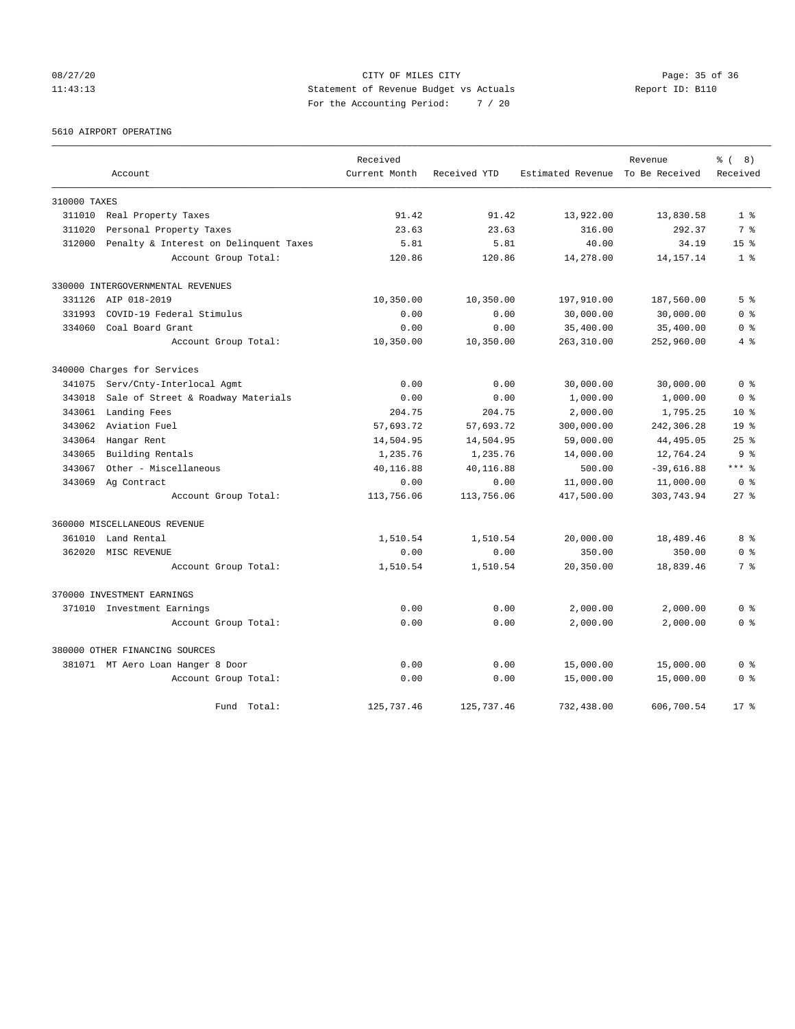CITY OF MILES CITY

Statement of Revenue Budget vs Actuals

For the Accounting Period: 7 / 20

08/27/20
11:43:13

Report ID: B110

5610 AIRPORT OPERATING

| Account | Received Current Month | Received YTD | Estimated Revenue | Revenue To Be Received | % ( 8) Received |
|---|---|---|---|---|---|
| **310000 TAXES** | | | | | |
| 311010 Real Property Taxes | 91.42 | 91.42 | 13,922.00 | 13,830.58 | 1 % |
| 311020 Personal Property Taxes | 23.63 | 23.63 | 316.00 | 292.37 | 7 % |
| 312000 Penalty & Interest on Delinquent Taxes | 5.81 | 5.81 | 40.00 | 34.19 | 15 % |
| Account Group Total: | 120.86 | 120.86 | 14,278.00 | 14,157.14 | 1 % |
| **330000 INTERGOVERNMENTAL REVENUES** | | | | | |
| 331126 AIP 018-2019 | 10,350.00 | 10,350.00 | 197,910.00 | 187,560.00 | 5 % |
| 331993 COVID-19 Federal Stimulus | 0.00 | 0.00 | 30,000.00 | 30,000.00 | 0 % |
| 334060 Coal Board Grant | 0.00 | 0.00 | 35,400.00 | 35,400.00 | 0 % |
| Account Group Total: | 10,350.00 | 10,350.00 | 263,310.00 | 252,960.00 | 4 % |
| **340000 Charges for Services** | | | | | |
| 341075 Serv/Cnty-Interlocal Agmt | 0.00 | 0.00 | 30,000.00 | 30,000.00 | 0 % |
| 343018 Sale of Street & Roadway Materials | 0.00 | 0.00 | 1,000.00 | 1,000.00 | 0 % |
| 343061 Landing Fees | 204.75 | 204.75 | 2,000.00 | 1,795.25 | 10 % |
| 343062 Aviation Fuel | 57,693.72 | 57,693.72 | 300,000.00 | 242,306.28 | 19 % |
| 343064 Hangar Rent | 14,504.95 | 14,504.95 | 59,000.00 | 44,495.05 | 25 % |
| 343065 Building Rentals | 1,235.76 | 1,235.76 | 14,000.00 | 12,764.24 | 9 % |
| 343067 Other - Miscellaneous | 40,116.88 | 40,116.88 | 500.00 | -39,616.88 | *** % |
| 343069 Ag Contract | 0.00 | 0.00 | 11,000.00 | 11,000.00 | 0 % |
| Account Group Total: | 113,756.06 | 113,756.06 | 417,500.00 | 303,743.94 | 27 % |
| **360000 MISCELLANEOUS REVENUE** | | | | | |
| 361010 Land Rental | 1,510.54 | 1,510.54 | 20,000.00 | 18,489.46 | 8 % |
| 362020 MISC REVENUE | 0.00 | 0.00 | 350.00 | 350.00 | 0 % |
| Account Group Total: | 1,510.54 | 1,510.54 | 20,350.00 | 18,839.46 | 7 % |
| **370000 INVESTMENT EARNINGS** | | | | | |
| 371010 Investment Earnings | 0.00 | 0.00 | 2,000.00 | 2,000.00 | 0 % |
| Account Group Total: | 0.00 | 0.00 | 2,000.00 | 2,000.00 | 0 % |
| **380000 OTHER FINANCING SOURCES** | | | | | |
| 381071 MT Aero Loan Hanger 8 Door | 0.00 | 0.00 | 15,000.00 | 15,000.00 | 0 % |
| Account Group Total: | 0.00 | 0.00 | 15,000.00 | 15,000.00 | 0 % |
| Fund Total: | 125,737.46 | 125,737.46 | 732,438.00 | 606,700.54 | 17 % |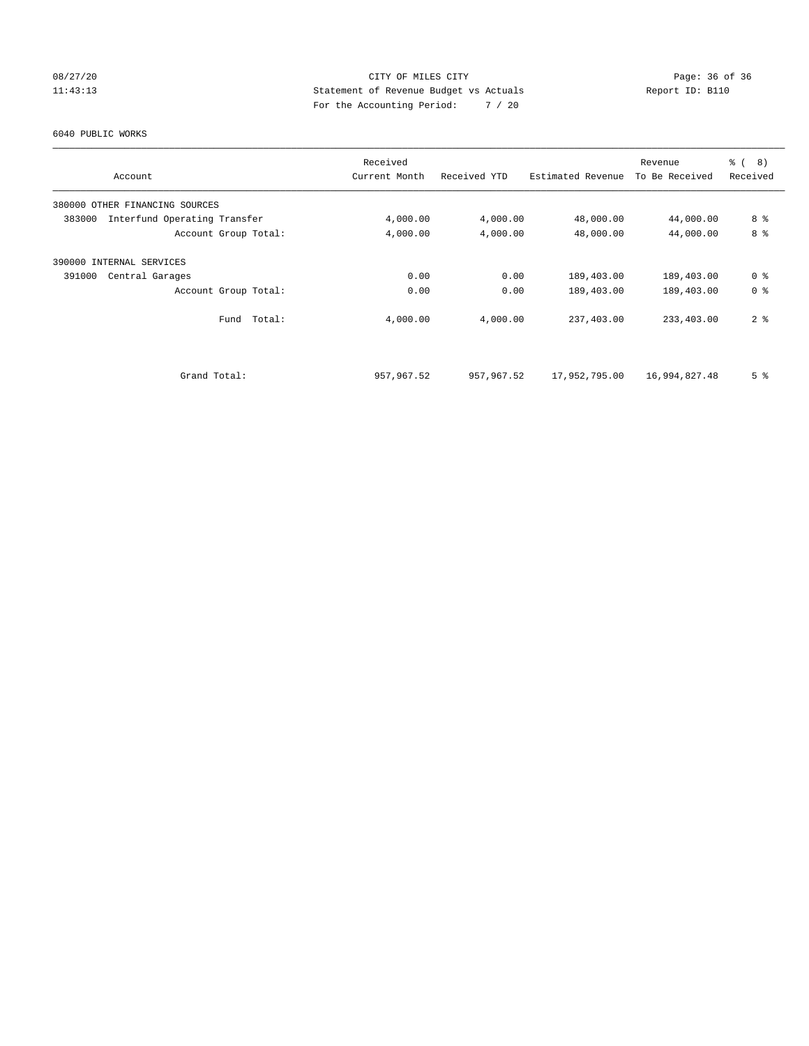CITY OF MILES CITY
Statement of Revenue Budget vs Actuals
For the Accounting Period: 7 / 20

08/27/20
11:43:13

Report ID: B110

6040 PUBLIC WORKS

| Account | Received Current Month | Received YTD | Estimated Revenue | Revenue To Be Received | % ( 8) Received |
|---|---|---|---|---|---|
| 380000 OTHER FINANCING SOURCES | | | | | |
| 383000 Interfund Operating Transfer | 4,000.00 | 4,000.00 | 48,000.00 | 44,000.00 | 8 % |
| Account Group Total: | 4,000.00 | 4,000.00 | 48,000.00 | 44,000.00 | 8 % |
| 390000 INTERNAL SERVICES | | | | | |
| 391000 Central Garages | 0.00 | 0.00 | 189,403.00 | 189,403.00 | 0 % |
| Account Group Total: | 0.00 | 0.00 | 189,403.00 | 189,403.00 | 0 % |
| Fund Total: | 4,000.00 | 4,000.00 | 237,403.00 | 233,403.00 | 2 % |
| Grand Total: | 957,967.52 | 957,967.52 | 17,952,795.00 | 16,994,827.48 | 5 % |